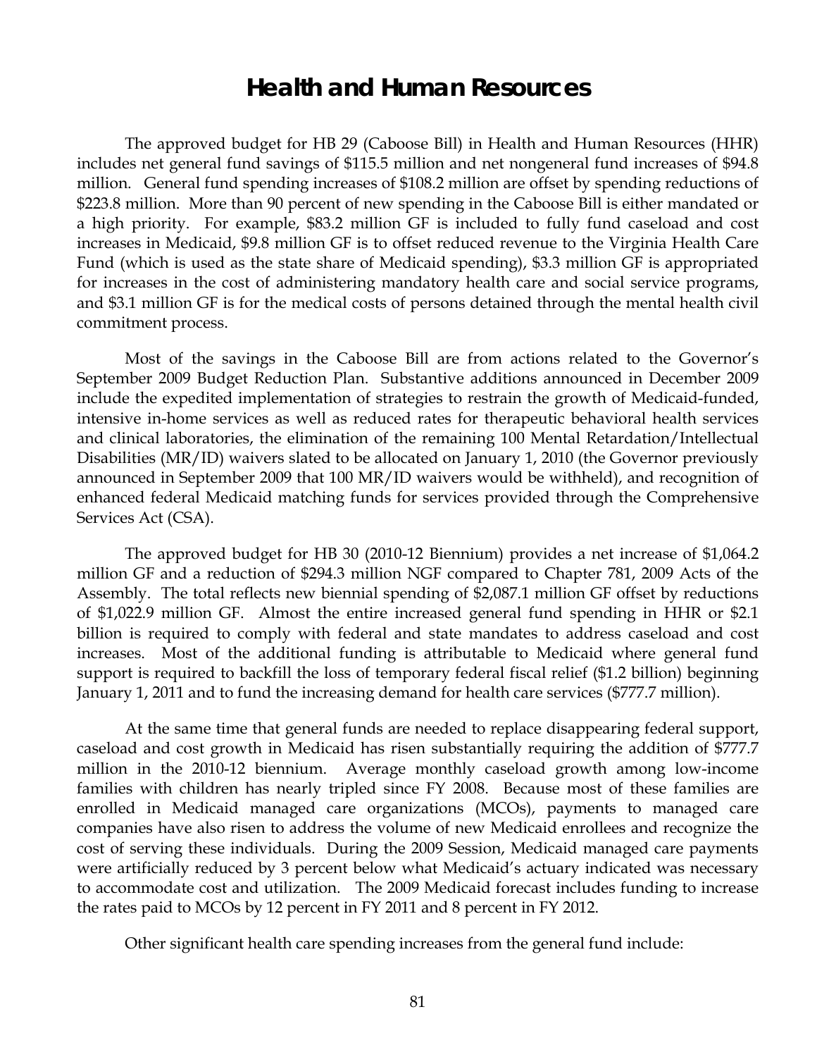# Health and Human Resources

The approved budget for HB 29 (Caboose Bill) in Health and Human Resources (HHR) includes net general fund savings of $115.5 million and net nongeneral fund increases of $94.8 million. General fund spending increases of $108.2 million are offset by spending reductions of $223.8 million. More than 90 percent of new spending in the Caboose Bill is either mandated or a high priority. For example, $83.2 million GF is included to fully fund caseload and cost increases in Medicaid, $9.8 million GF is to offset reduced revenue to the Virginia Health Care Fund (which is used as the state share of Medicaid spending), $3.3 million GF is appropriated for increases in the cost of administering mandatory health care and social service programs, and $3.1 million GF is for the medical costs of persons detained through the mental health civil commitment process.

Most of the savings in the Caboose Bill are from actions related to the Governor's September 2009 Budget Reduction Plan. Substantive additions announced in December 2009 include the expedited implementation of strategies to restrain the growth of Medicaid-funded, intensive in-home services as well as reduced rates for therapeutic behavioral health services and clinical laboratories, the elimination of the remaining 100 Mental Retardation/Intellectual Disabilities (MR/ID) waivers slated to be allocated on January 1, 2010 (the Governor previously announced in September 2009 that 100 MR/ID waivers would be withheld), and recognition of enhanced federal Medicaid matching funds for services provided through the Comprehensive Services Act (CSA).

The approved budget for HB 30 (2010-12 Biennium) provides a net increase of $1,064.2 million GF and a reduction of $294.3 million NGF compared to Chapter 781, 2009 Acts of the Assembly. The total reflects new biennial spending of $2,087.1 million GF offset by reductions of $1,022.9 million GF. Almost the entire increased general fund spending in HHR or $2.1 billion is required to comply with federal and state mandates to address caseload and cost increases. Most of the additional funding is attributable to Medicaid where general fund support is required to backfill the loss of temporary federal fiscal relief ($1.2 billion) beginning January 1, 2011 and to fund the increasing demand for health care services ($777.7 million).

At the same time that general funds are needed to replace disappearing federal support, caseload and cost growth in Medicaid has risen substantially requiring the addition of $777.7 million in the 2010-12 biennium. Average monthly caseload growth among low-income families with children has nearly tripled since FY 2008. Because most of these families are enrolled in Medicaid managed care organizations (MCOs), payments to managed care companies have also risen to address the volume of new Medicaid enrollees and recognize the cost of serving these individuals. During the 2009 Session, Medicaid managed care payments were artificially reduced by 3 percent below what Medicaid's actuary indicated was necessary to accommodate cost and utilization. The 2009 Medicaid forecast includes funding to increase the rates paid to MCOs by 12 percent in FY 2011 and 8 percent in FY 2012.

Other significant health care spending increases from the general fund include: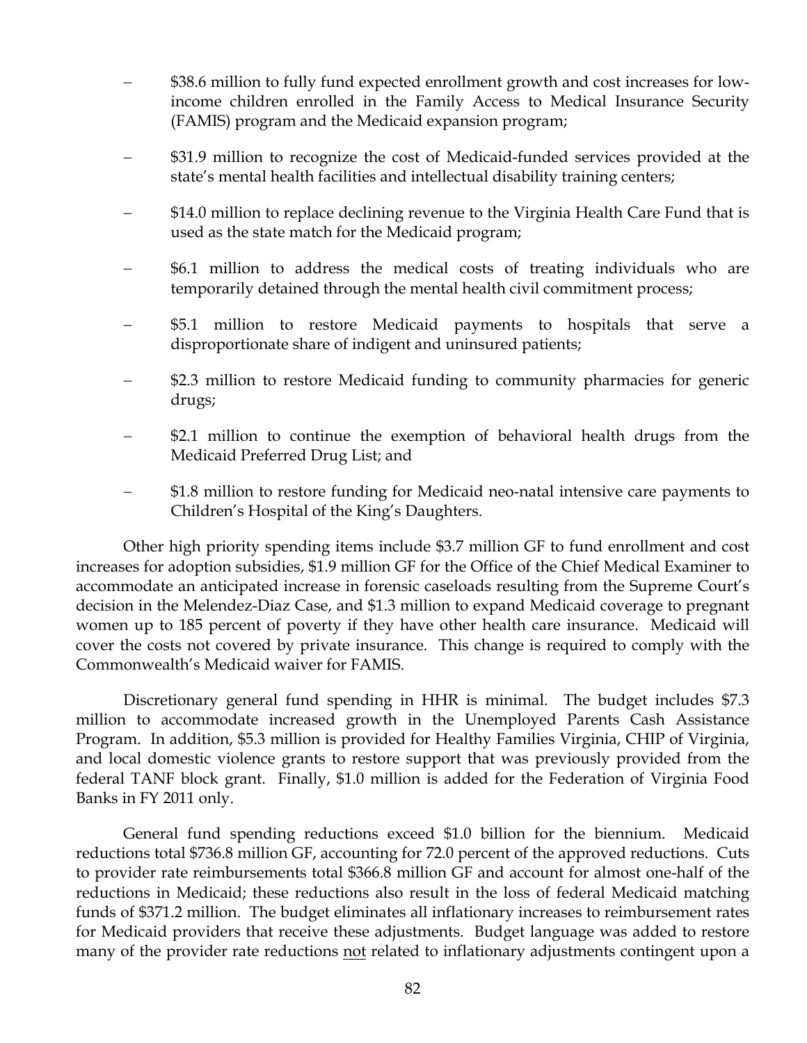- $38.6 million to fully fund expected enrollment growth and cost increases for low-income children enrolled in the Family Access to Medical Insurance Security (FAMIS) program and the Medicaid expansion program;

- $31.9 million to recognize the cost of Medicaid-funded services provided at the state's mental health facilities and intellectual disability training centers;

- $14.0 million to replace declining revenue to the Virginia Health Care Fund that is used as the state match for the Medicaid program;

- $6.1 million to address the medical costs of treating individuals who are temporarily detained through the mental health civil commitment process;

- $5.1 million to restore Medicaid payments to hospitals that serve a disproportionate share of indigent and uninsured patients;

- $2.3 million to restore Medicaid funding to community pharmacies for generic drugs;

- $2.1 million to continue the exemption of behavioral health drugs from the Medicaid Preferred Drug List; and

- $1.8 million to restore funding for Medicaid neo-natal intensive care payments to Children's Hospital of the King's Daughters.

Other high priority spending items include $3.7 million GF to fund enrollment and cost increases for adoption subsidies, $1.9 million GF for the Office of the Chief Medical Examiner to accommodate an anticipated increase in forensic caseloads resulting from the Supreme Court's decision in the Melendez-Diaz Case, and $1.3 million to expand Medicaid coverage to pregnant women up to 185 percent of poverty if they have other health care insurance. Medicaid will cover the costs not covered by private insurance. This change is required to comply with the Commonwealth's Medicaid waiver for FAMIS.

Discretionary general fund spending in HHR is minimal. The budget includes $7.3 million to accommodate increased growth in the Unemployed Parents Cash Assistance Program. In addition, $5.3 million is provided for Healthy Families Virginia, CHIP of Virginia, and local domestic violence grants to restore support that was previously provided from the federal TANF block grant. Finally, $1.0 million is added for the Federation of Virginia Food Banks in FY 2011 only.

General fund spending reductions exceed $1.0 billion for the biennium. Medicaid reductions total $736.8 million GF, accounting for 72.0 percent of the approved reductions. Cuts to provider rate reimbursements total $366.8 million GF and account for almost one-half of the reductions in Medicaid; these reductions also result in the loss of federal Medicaid matching funds of $371.2 million. The budget eliminates all inflationary increases to reimbursement rates for Medicaid providers that receive these adjustments. Budget language was added to restore many of the provider rate reductions not related to inflationary adjustments contingent upon a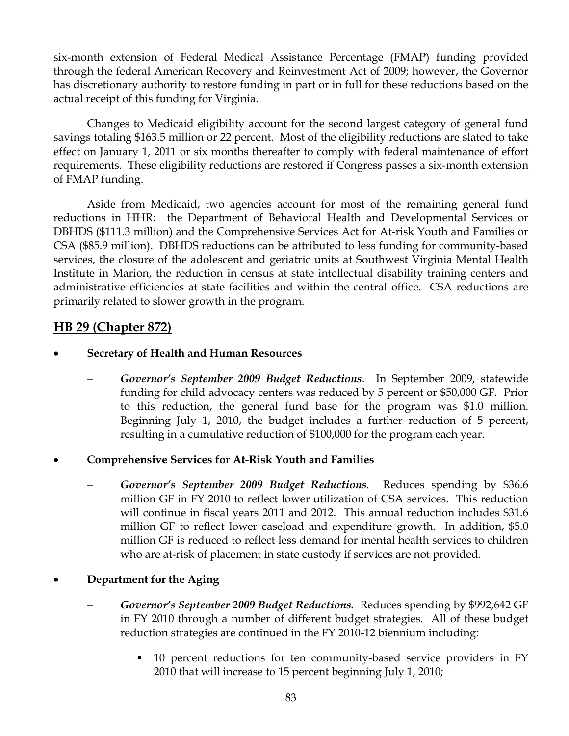six-month extension of Federal Medical Assistance Percentage (FMAP) funding provided through the federal American Recovery and Reinvestment Act of 2009; however, the Governor has discretionary authority to restore funding in part or in full for these reductions based on the actual receipt of this funding for Virginia.

Changes to Medicaid eligibility account for the second largest category of general fund savings totaling $163.5 million or 22 percent. Most of the eligibility reductions are slated to take effect on January 1, 2011 or six months thereafter to comply with federal maintenance of effort requirements. These eligibility reductions are restored if Congress passes a six-month extension of FMAP funding.

Aside from Medicaid, two agencies account for most of the remaining general fund reductions in HHR: the Department of Behavioral Health and Developmental Services or DBHDS ($111.3 million) and the Comprehensive Services Act for At-risk Youth and Families or CSA ($85.9 million). DBHDS reductions can be attributed to less funding for community-based services, the closure of the adolescent and geriatric units at Southwest Virginia Mental Health Institute in Marion, the reduction in census at state intellectual disability training centers and administrative efficiencies at state facilities and within the central office. CSA reductions are primarily related to slower growth in the program.

## HB 29 (Chapter 872)

- **Secretary of Health and Human Resources**
  - ***Governor's September 2009 Budget Reductions***. In September 2009, statewide funding for child advocacy centers was reduced by 5 percent or $50,000 GF. Prior to this reduction, the general fund base for the program was $1.0 million. Beginning July 1, 2010, the budget includes a further reduction of 5 percent, resulting in a cumulative reduction of $100,000 for the program each year.

- **Comprehensive Services for At-Risk Youth and Families**
  - ***Governor's September 2009 Budget Reductions.*** Reduces spending by $36.6 million GF in FY 2010 to reflect lower utilization of CSA services. This reduction will continue in fiscal years 2011 and 2012. This annual reduction includes $31.6 million GF to reflect lower caseload and expenditure growth. In addition, $5.0 million GF is reduced to reflect less demand for mental health services to children who are at-risk of placement in state custody if services are not provided.

- **Department for the Aging**
  - ***Governor's September 2009 Budget Reductions.*** Reduces spending by $992,642 GF in FY 2010 through a number of different budget strategies. All of these budget reduction strategies are continued in the FY 2010-12 biennium including:
    - 10 percent reductions for ten community-based service providers in FY 2010 that will increase to 15 percent beginning July 1, 2010;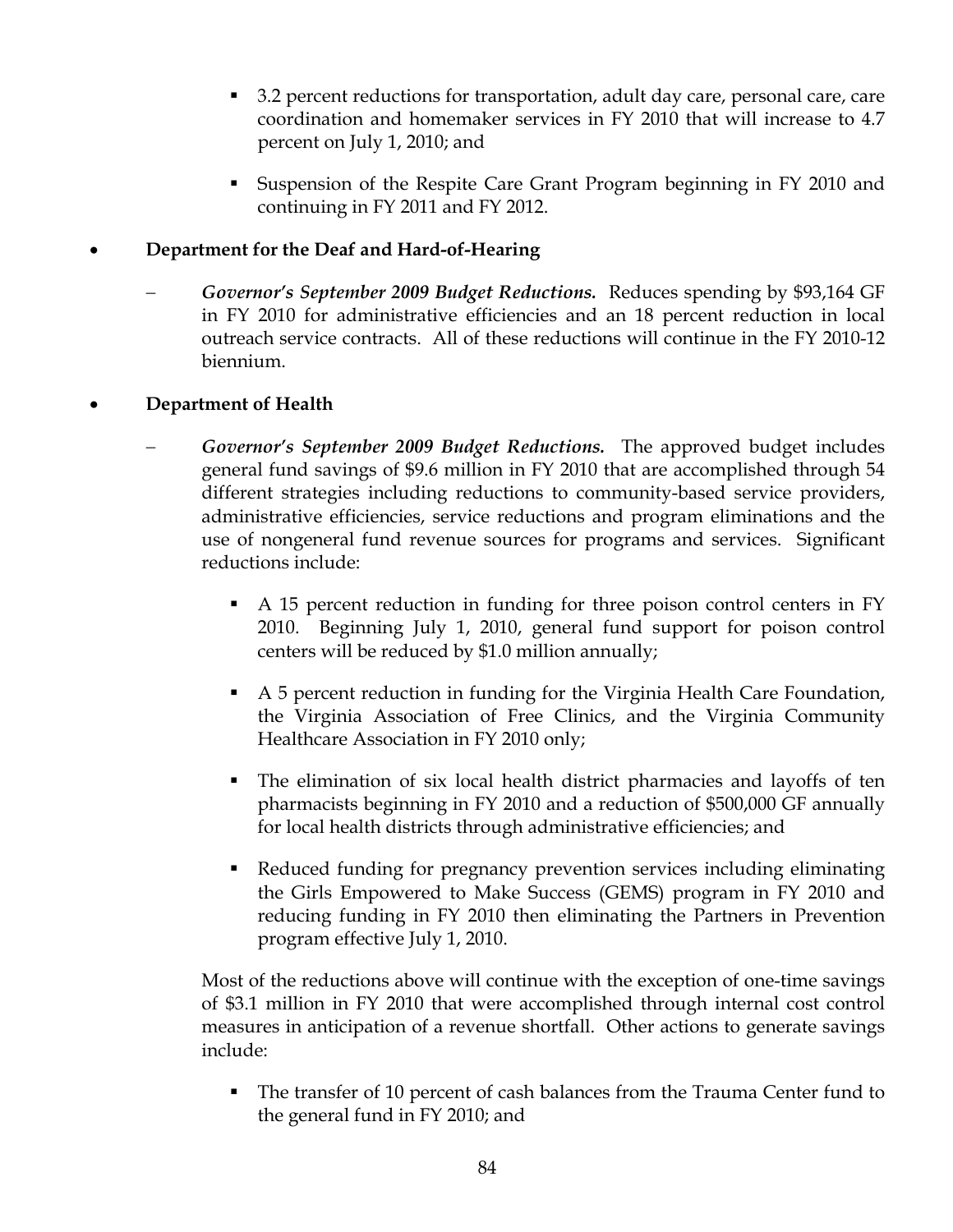- 3.2 percent reductions for transportation, adult day care, personal care, care coordination and homemaker services in FY 2010 that will increase to 4.7 percent on July 1, 2010; and

   - Suspension of the Respite Care Grant Program beginning in FY 2010 and continuing in FY 2011 and FY 2012.

- **Department for the Deaf and Hard-of-Hearing**

  – ***Governor's September 2009 Budget Reductions.*** Reduces spending by $93,164 GF in FY 2010 for administrative efficiencies and an 18 percent reduction in local outreach service contracts. All of these reductions will continue in the FY 2010-12 biennium.

- **Department of Health**

  – ***Governor's September 2009 Budget Reductions.*** The approved budget includes general fund savings of $9.6 million in FY 2010 that are accomplished through 54 different strategies including reductions to community-based service providers, administrative efficiencies, service reductions and program eliminations and the use of nongeneral fund revenue sources for programs and services. Significant reductions include:

    - A 15 percent reduction in funding for three poison control centers in FY 2010. Beginning July 1, 2010, general fund support for poison control centers will be reduced by $1.0 million annually;

    - A 5 percent reduction in funding for the Virginia Health Care Foundation, the Virginia Association of Free Clinics, and the Virginia Community Healthcare Association in FY 2010 only;

    - The elimination of six local health district pharmacies and layoffs of ten pharmacists beginning in FY 2010 and a reduction of $500,000 GF annually for local health districts through administrative efficiencies; and

    - Reduced funding for pregnancy prevention services including eliminating the Girls Empowered to Make Success (GEMS) program in FY 2010 and reducing funding in FY 2010 then eliminating the Partners in Prevention program effective July 1, 2010.

    Most of the reductions above will continue with the exception of one-time savings of $3.1 million in FY 2010 that were accomplished through internal cost control measures in anticipation of a revenue shortfall. Other actions to generate savings include:

    - The transfer of 10 percent of cash balances from the Trauma Center fund to the general fund in FY 2010; and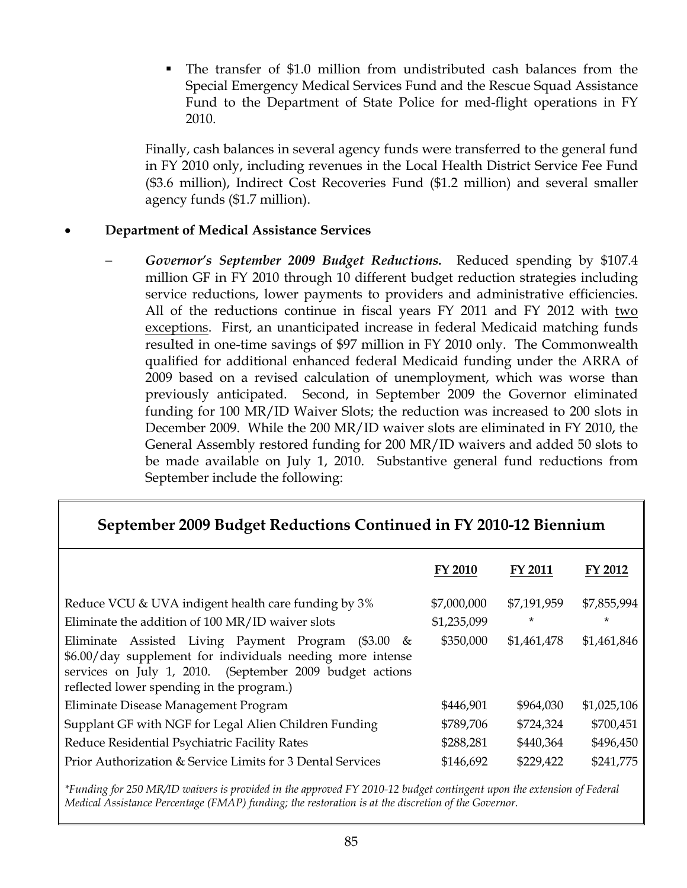- The transfer of $1.0 million from undistributed cash balances from the Special Emergency Medical Services Fund and the Rescue Squad Assistance Fund to the Department of State Police for med-flight operations in FY 2010.

Finally, cash balances in several agency funds were transferred to the general fund in FY 2010 only, including revenues in the Local Health District Service Fee Fund ($3.6 million), Indirect Cost Recoveries Fund ($1.2 million) and several smaller agency funds ($1.7 million).

- **Department of Medical Assistance Services**

  – ***Governor's September 2009 Budget Reductions.*** Reduced spending by $107.4 million GF in FY 2010 through 10 different budget reduction strategies including service reductions, lower payments to providers and administrative efficiencies. All of the reductions continue in fiscal years FY 2011 and FY 2012 with two exceptions. First, an unanticipated increase in federal Medicaid matching funds resulted in one-time savings of $97 million in FY 2010 only. The Commonwealth qualified for additional enhanced federal Medicaid funding under the ARRA of 2009 based on a revised calculation of unemployment, which was worse than previously anticipated. Second, in September 2009 the Governor eliminated funding for 100 MR/ID Waiver Slots; the reduction was increased to 200 slots in December 2009. While the 200 MR/ID waiver slots are eliminated in FY 2010, the General Assembly restored funding for 200 MR/ID waivers and added 50 slots to be made available on July 1, 2010. Substantive general fund reductions from September include the following:

**September 2009 Budget Reductions Continued in FY 2010-12 Biennium**

| | FY 2010 | FY 2011 | FY 2012 |
|---|---|---|---|
| Reduce VCU & UVA indigent health care funding by 3% | $7,000,000 | $7,191,959 | $7,855,994 |
| Eliminate the addition of 100 MR/ID waiver slots | $1,235,099 | * | * |
| Eliminate Assisted Living Payment Program ($3.00 & $6.00/day supplement for individuals needing more intense services on July 1, 2010. (September 2009 budget actions reflected lower spending in the program.) | $350,000 | $1,461,478 | $1,461,846 |
| Eliminate Disease Management Program | $446,901 | $964,030 | $1,025,106 |
| Supplant GF with NGF for Legal Alien Children Funding | $789,706 | $724,324 | $700,451 |
| Reduce Residential Psychiatric Facility Rates | $288,281 | $440,364 | $496,450 |
| Prior Authorization & Service Limits for 3 Dental Services | $146,692 | $229,422 | $241,775 |

*\*Funding for 250 MR/ID waivers is provided in the approved FY 2010-12 budget contingent upon the extension of Federal Medical Assistance Percentage (FMAP) funding; the restoration is at the discretion of the Governor.*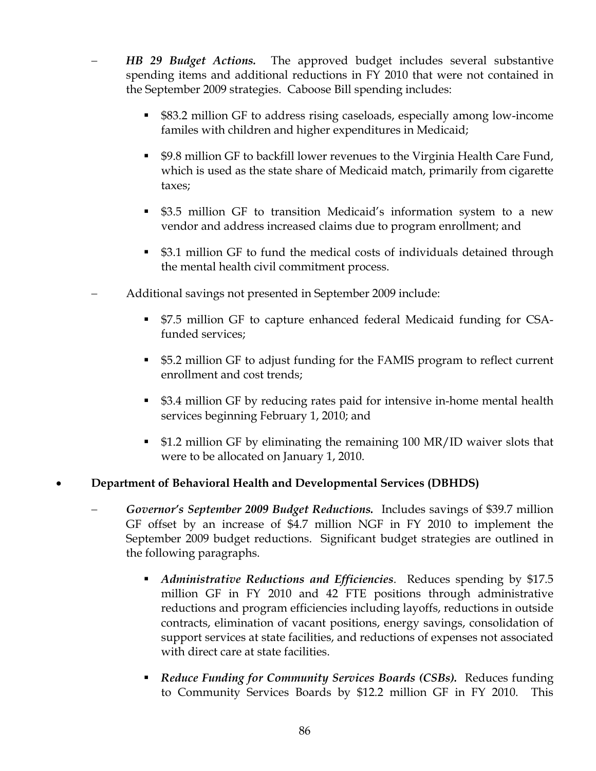- ***HB 29 Budget Actions.*** The approved budget includes several substantive spending items and additional reductions in FY 2010 that were not contained in the September 2009 strategies. Caboose Bill spending includes:

    - $83.2 million GF to address rising caseloads, especially among low-income familes with children and higher expenditures in Medicaid;

    - $9.8 million GF to backfill lower revenues to the Virginia Health Care Fund, which is used as the state share of Medicaid match, primarily from cigarette taxes;

    - $3.5 million GF to transition Medicaid's information system to a new vendor and address increased claims due to program enrollment; and

    - $3.1 million GF to fund the medical costs of individuals detained through the mental health civil commitment process.

- Additional savings not presented in September 2009 include:

    - $7.5 million GF to capture enhanced federal Medicaid funding for CSA-funded services;

    - $5.2 million GF to adjust funding for the FAMIS program to reflect current enrollment and cost trends;

    - $3.4 million GF by reducing rates paid for intensive in-home mental health services beginning February 1, 2010; and

    - $1.2 million GF by eliminating the remaining 100 MR/ID waiver slots that were to be allocated on January 1, 2010.

- **Department of Behavioral Health and Developmental Services (DBHDS)**

    - ***Governor's September 2009 Budget Reductions.*** Includes savings of $39.7 million GF offset by an increase of $4.7 million NGF in FY 2010 to implement the September 2009 budget reductions. Significant budget strategies are outlined in the following paragraphs.

        - ***Administrative Reductions and Efficiencies***. Reduces spending by $17.5 million GF in FY 2010 and 42 FTE positions through administrative reductions and program efficiencies including layoffs, reductions in outside contracts, elimination of vacant positions, energy savings, consolidation of support services at state facilities, and reductions of expenses not associated with direct care at state facilities.

        - ***Reduce Funding for Community Services Boards (CSBs).*** Reduces funding to Community Services Boards by $12.2 million GF in FY 2010. This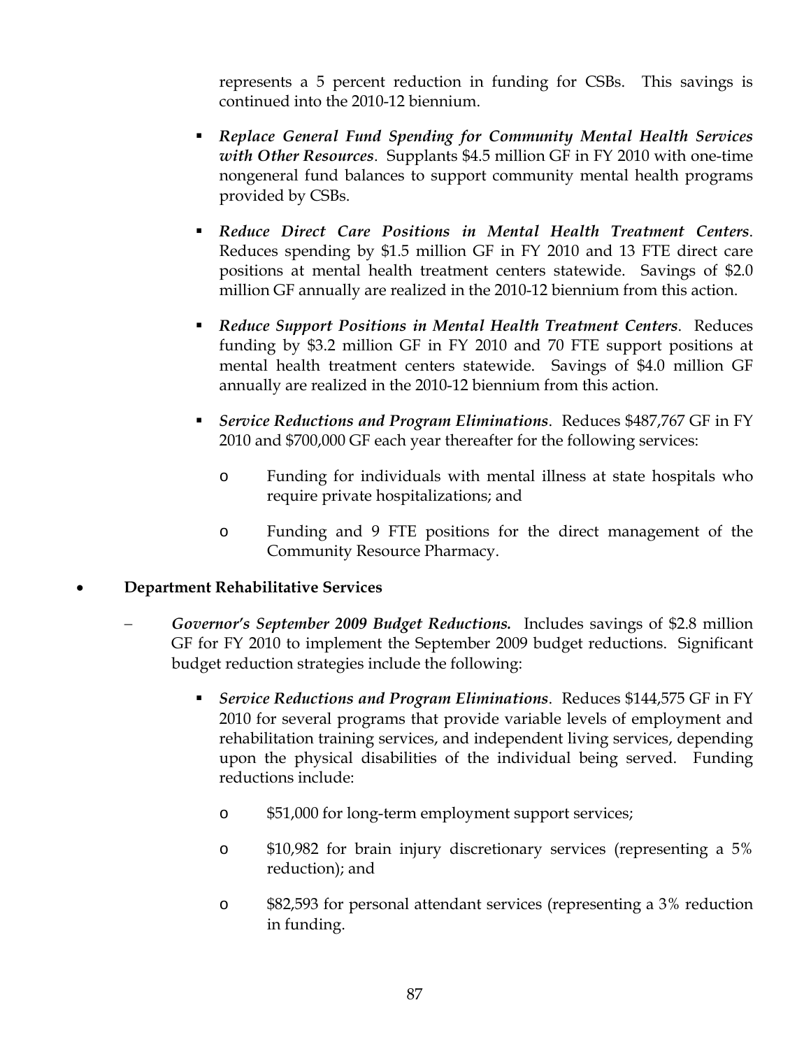represents a 5 percent reduction in funding for CSBs. This savings is continued into the 2010-12 biennium.

- ***Replace General Fund Spending for Community Mental Health Services with Other Resources***. Supplants $4.5 million GF in FY 2010 with one-time nongeneral fund balances to support community mental health programs provided by CSBs.

- ***Reduce Direct Care Positions in Mental Health Treatment Centers***. Reduces spending by $1.5 million GF in FY 2010 and 13 FTE direct care positions at mental health treatment centers statewide. Savings of $2.0 million GF annually are realized in the 2010-12 biennium from this action.

- ***Reduce Support Positions in Mental Health Treatment Centers***. Reduces funding by $3.2 million GF in FY 2010 and 70 FTE support positions at mental health treatment centers statewide. Savings of $4.0 million GF annually are realized in the 2010-12 biennium from this action.

- ***Service Reductions and Program Eliminations***. Reduces $487,767 GF in FY 2010 and $700,000 GF each year thereafter for the following services:

  - Funding for individuals with mental illness at state hospitals who require private hospitalizations; and

  - Funding and 9 FTE positions for the direct management of the Community Resource Pharmacy.

- **Department Rehabilitative Services**

  - ***Governor's September 2009 Budget Reductions.*** Includes savings of $2.8 million GF for FY 2010 to implement the September 2009 budget reductions. Significant budget reduction strategies include the following:

    - ***Service Reductions and Program Eliminations***. Reduces $144,575 GF in FY 2010 for several programs that provide variable levels of employment and rehabilitation training services, and independent living services, depending upon the physical disabilities of the individual being served. Funding reductions include:

      - $51,000 for long-term employment support services;

      - $10,982 for brain injury discretionary services (representing a 5% reduction); and

      - $82,593 for personal attendant services (representing a 3% reduction in funding.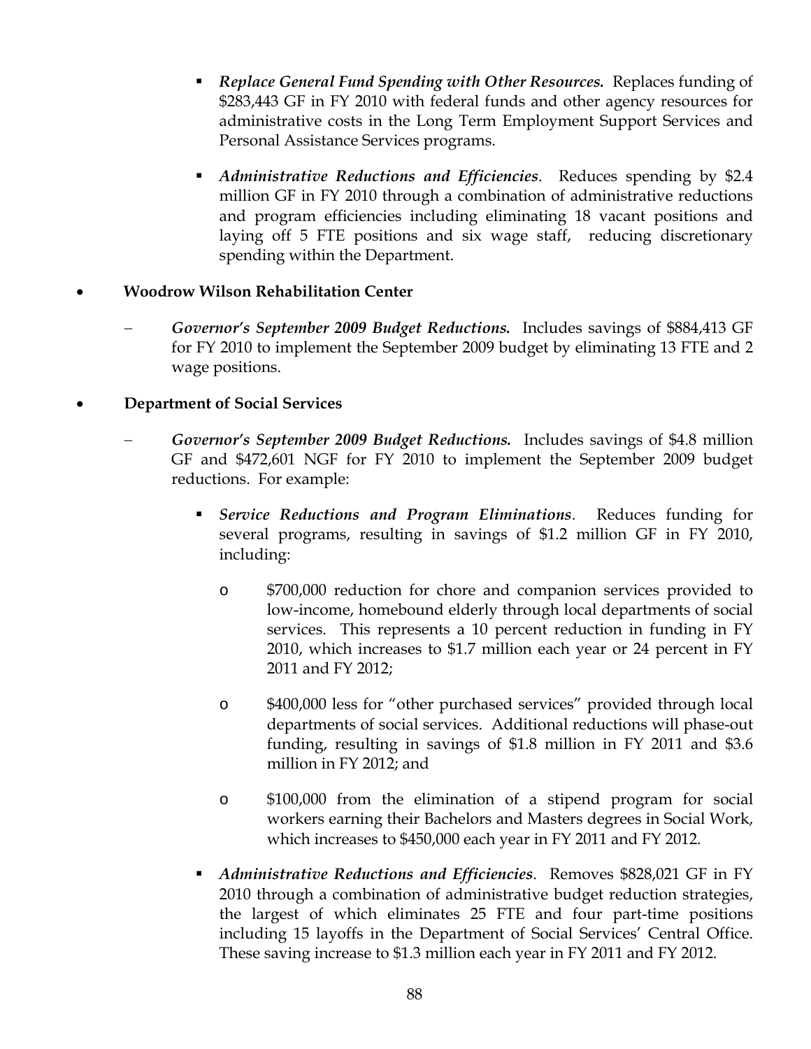- ***Replace General Fund Spending with Other Resources.*** Replaces funding of $283,443 GF in FY 2010 with federal funds and other agency resources for administrative costs in the Long Term Employment Support Services and Personal Assistance Services programs.

- ***Administrative Reductions and Efficiencies***. Reduces spending by $2.4 million GF in FY 2010 through a combination of administrative reductions and program efficiencies including eliminating 18 vacant positions and laying off 5 FTE positions and six wage staff, reducing discretionary spending within the Department.

- **Woodrow Wilson Rehabilitation Center**

  - ***Governor's September 2009 Budget Reductions.*** Includes savings of $884,413 GF for FY 2010 to implement the September 2009 budget by eliminating 13 FTE and 2 wage positions.

- **Department of Social Services**

  - ***Governor's September 2009 Budget Reductions.*** Includes savings of $4.8 million GF and $472,601 NGF for FY 2010 to implement the September 2009 budget reductions. For example:

    - ***Service Reductions and Program Eliminations***. Reduces funding for several programs, resulting in savings of $1.2 million GF in FY 2010, including:

      - $700,000 reduction for chore and companion services provided to low-income, homebound elderly through local departments of social services. This represents a 10 percent reduction in funding in FY 2010, which increases to $1.7 million each year or 24 percent in FY 2011 and FY 2012;

      - $400,000 less for "other purchased services" provided through local departments of social services. Additional reductions will phase-out funding, resulting in savings of $1.8 million in FY 2011 and $3.6 million in FY 2012; and

      - $100,000 from the elimination of a stipend program for social workers earning their Bachelors and Masters degrees in Social Work, which increases to $450,000 each year in FY 2011 and FY 2012.

    - ***Administrative Reductions and Efficiencies***. Removes $828,021 GF in FY 2010 through a combination of administrative budget reduction strategies, the largest of which eliminates 25 FTE and four part-time positions including 15 layoffs in the Department of Social Services' Central Office. These saving increase to $1.3 million each year in FY 2011 and FY 2012.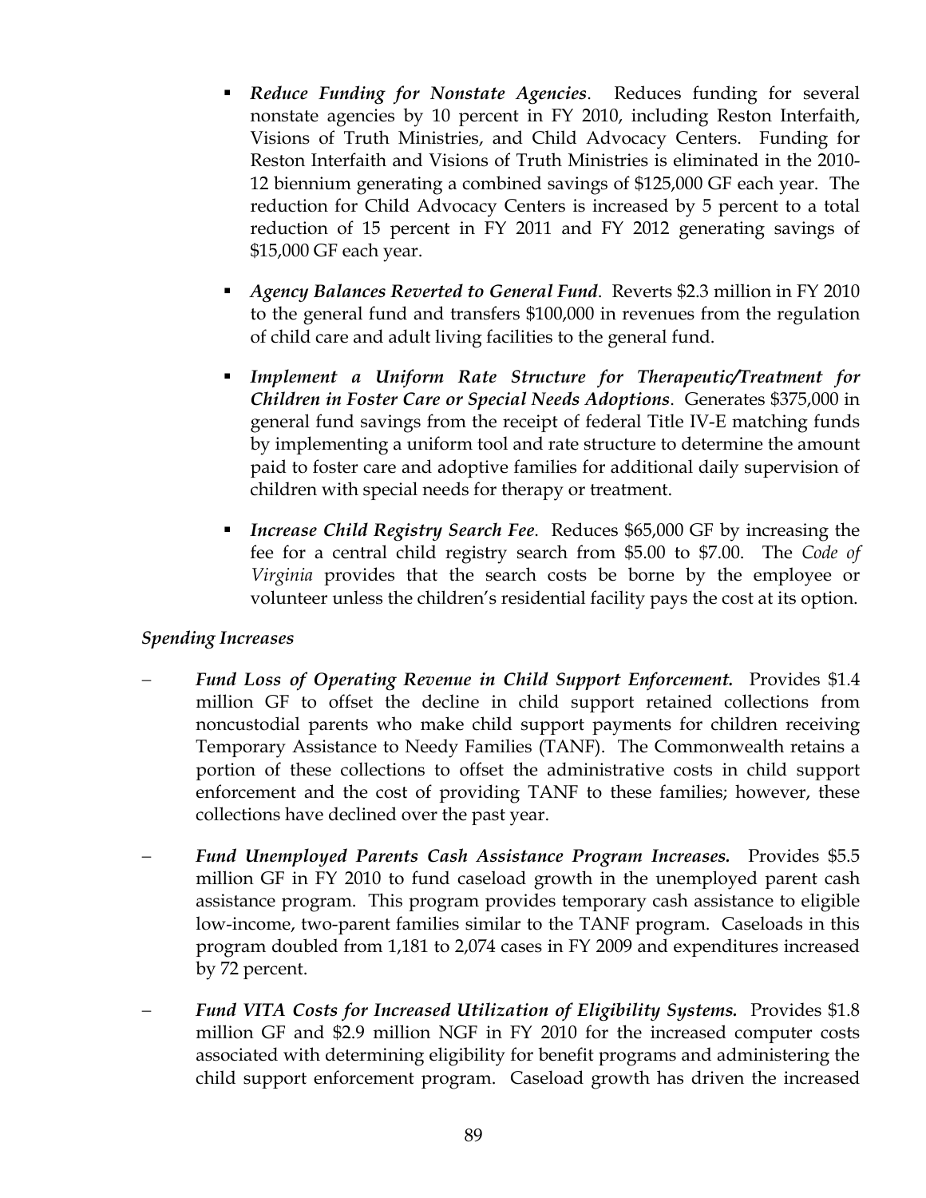- ***Reduce Funding for Nonstate Agencies***. Reduces funding for several nonstate agencies by 10 percent in FY 2010, including Reston Interfaith, Visions of Truth Ministries, and Child Advocacy Centers. Funding for Reston Interfaith and Visions of Truth Ministries is eliminated in the 2010-12 biennium generating a combined savings of $125,000 GF each year. The reduction for Child Advocacy Centers is increased by 5 percent to a total reduction of 15 percent in FY 2011 and FY 2012 generating savings of $15,000 GF each year.

- ***Agency Balances Reverted to General Fund***. Reverts $2.3 million in FY 2010 to the general fund and transfers $100,000 in revenues from the regulation of child care and adult living facilities to the general fund.

- ***Implement a Uniform Rate Structure for Therapeutic/Treatment for Children in Foster Care or Special Needs Adoptions***. Generates $375,000 in general fund savings from the receipt of federal Title IV-E matching funds by implementing a uniform tool and rate structure to determine the amount paid to foster care and adoptive families for additional daily supervision of children with special needs for therapy or treatment.

- ***Increase Child Registry Search Fee***. Reduces $65,000 GF by increasing the fee for a central child registry search from $5.00 to $7.00. The *Code of Virginia* provides that the search costs be borne by the employee or volunteer unless the children's residential facility pays the cost at its option.

*Spending Increases*

- ***Fund Loss of Operating Revenue in Child Support Enforcement.*** Provides $1.4 million GF to offset the decline in child support retained collections from noncustodial parents who make child support payments for children receiving Temporary Assistance to Needy Families (TANF). The Commonwealth retains a portion of these collections to offset the administrative costs in child support enforcement and the cost of providing TANF to these families; however, these collections have declined over the past year.

- ***Fund Unemployed Parents Cash Assistance Program Increases.*** Provides $5.5 million GF in FY 2010 to fund caseload growth in the unemployed parent cash assistance program. This program provides temporary cash assistance to eligible low-income, two-parent families similar to the TANF program. Caseloads in this program doubled from 1,181 to 2,074 cases in FY 2009 and expenditures increased by 72 percent.

- ***Fund VITA Costs for Increased Utilization of Eligibility Systems.*** Provides $1.8 million GF and $2.9 million NGF in FY 2010 for the increased computer costs associated with determining eligibility for benefit programs and administering the child support enforcement program. Caseload growth has driven the increased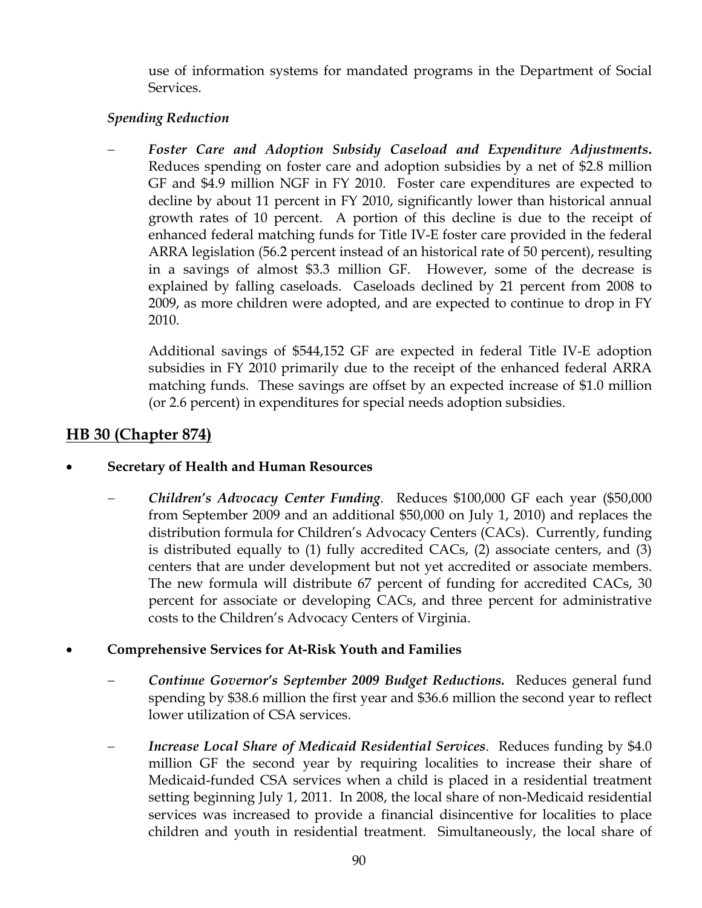use of information systems for mandated programs in the Department of Social Services.

*Spending Reduction*

– ***Foster Care and Adoption Subsidy Caseload and Expenditure Adjustments.*** Reduces spending on foster care and adoption subsidies by a net of $2.8 million GF and $4.9 million NGF in FY 2010. Foster care expenditures are expected to decline by about 11 percent in FY 2010, significantly lower than historical annual growth rates of 10 percent. A portion of this decline is due to the receipt of enhanced federal matching funds for Title IV-E foster care provided in the federal ARRA legislation (56.2 percent instead of an historical rate of 50 percent), resulting in a savings of almost $3.3 million GF. However, some of the decrease is explained by falling caseloads. Caseloads declined by 21 percent from 2008 to 2009, as more children were adopted, and are expected to continue to drop in FY 2010.

  Additional savings of $544,152 GF are expected in federal Title IV-E adoption subsidies in FY 2010 primarily due to the receipt of the enhanced federal ARRA matching funds. These savings are offset by an expected increase of $1.0 million (or 2.6 percent) in expenditures for special needs adoption subsidies.

## HB 30 (Chapter 874)

- **Secretary of Health and Human Resources**

  – ***Children's Advocacy Center Funding***. Reduces $100,000 GF each year ($50,000 from September 2009 and an additional $50,000 on July 1, 2010) and replaces the distribution formula for Children's Advocacy Centers (CACs). Currently, funding is distributed equally to (1) fully accredited CACs, (2) associate centers, and (3) centers that are under development but not yet accredited or associate members. The new formula will distribute 67 percent of funding for accredited CACs, 30 percent for associate or developing CACs, and three percent for administrative costs to the Children's Advocacy Centers of Virginia.

- **Comprehensive Services for At-Risk Youth and Families**

  – ***Continue Governor's September 2009 Budget Reductions.*** Reduces general fund spending by $38.6 million the first year and $36.6 million the second year to reflect lower utilization of CSA services.

  – ***Increase Local Share of Medicaid Residential Services***. Reduces funding by $4.0 million GF the second year by requiring localities to increase their share of Medicaid-funded CSA services when a child is placed in a residential treatment setting beginning July 1, 2011. In 2008, the local share of non-Medicaid residential services was increased to provide a financial disincentive for localities to place children and youth in residential treatment. Simultaneously, the local share of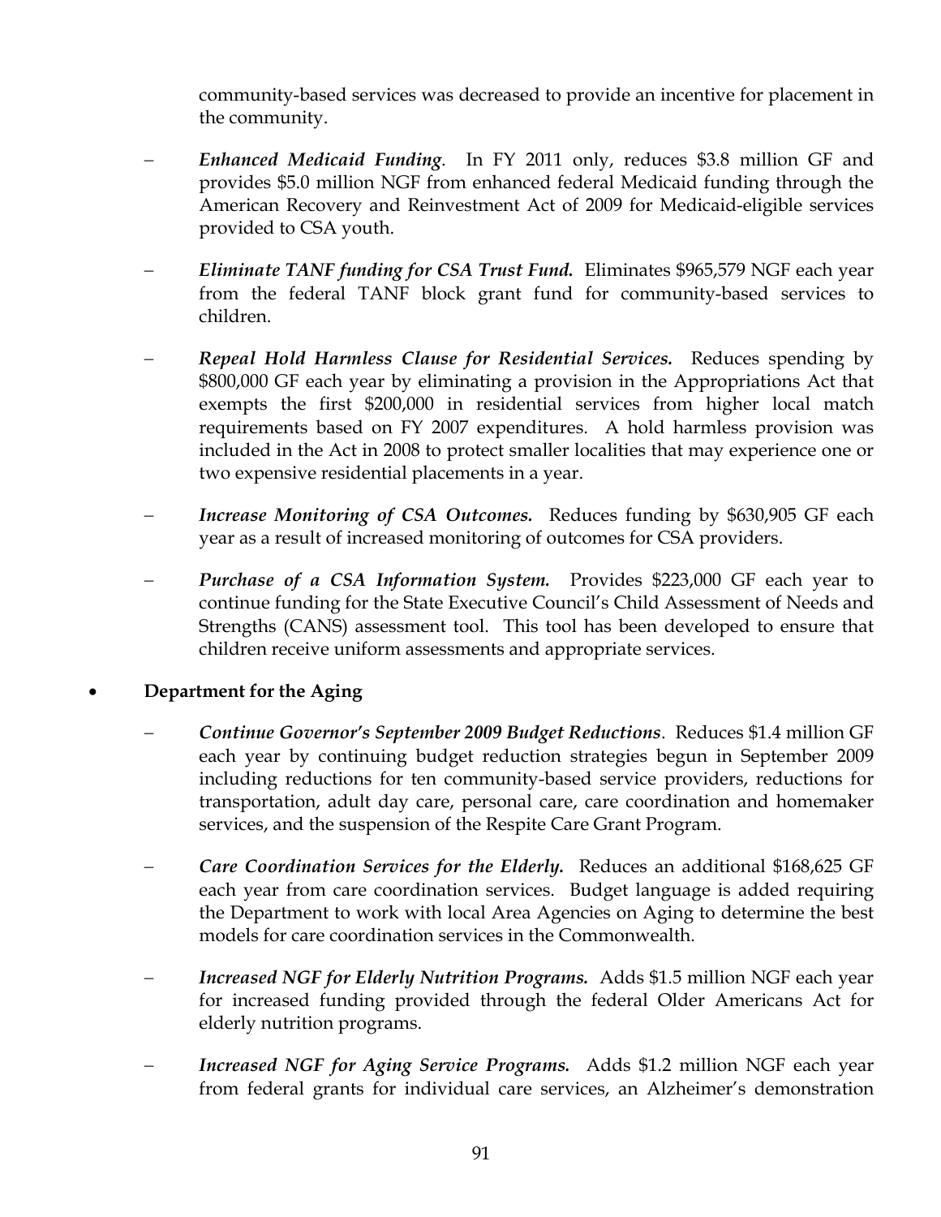community-based services was decreased to provide an incentive for placement in the community.

- *Enhanced Medicaid Funding*. In FY 2011 only, reduces $3.8 million GF and provides $5.0 million NGF from enhanced federal Medicaid funding through the American Recovery and Reinvestment Act of 2009 for Medicaid-eligible services provided to CSA youth.

- ***Eliminate TANF funding for CSA Trust Fund.*** Eliminates $965,579 NGF each year from the federal TANF block grant fund for community-based services to children.

- ***Repeal Hold Harmless Clause for Residential Services.*** Reduces spending by $800,000 GF each year by eliminating a provision in the Appropriations Act that exempts the first $200,000 in residential services from higher local match requirements based on FY 2007 expenditures. A hold harmless provision was included in the Act in 2008 to protect smaller localities that may experience one or two expensive residential placements in a year.

- ***Increase Monitoring of CSA Outcomes.*** Reduces funding by $630,905 GF each year as a result of increased monitoring of outcomes for CSA providers.

- ***Purchase of a CSA Information System.*** Provides $223,000 GF each year to continue funding for the State Executive Council's Child Assessment of Needs and Strengths (CANS) assessment tool. This tool has been developed to ensure that children receive uniform assessments and appropriate services.

- **Department for the Aging**

  - ***Continue Governor's September 2009 Budget Reductions***. Reduces $1.4 million GF each year by continuing budget reduction strategies begun in September 2009 including reductions for ten community-based service providers, reductions for transportation, adult day care, personal care, care coordination and homemaker services, and the suspension of the Respite Care Grant Program.

  - ***Care Coordination Services for the Elderly.*** Reduces an additional $168,625 GF each year from care coordination services. Budget language is added requiring the Department to work with local Area Agencies on Aging to determine the best models for care coordination services in the Commonwealth.

  - ***Increased NGF for Elderly Nutrition Programs.*** Adds $1.5 million NGF each year for increased funding provided through the federal Older Americans Act for elderly nutrition programs.

  - ***Increased NGF for Aging Service Programs.*** Adds $1.2 million NGF each year from federal grants for individual care services, an Alzheimer's demonstration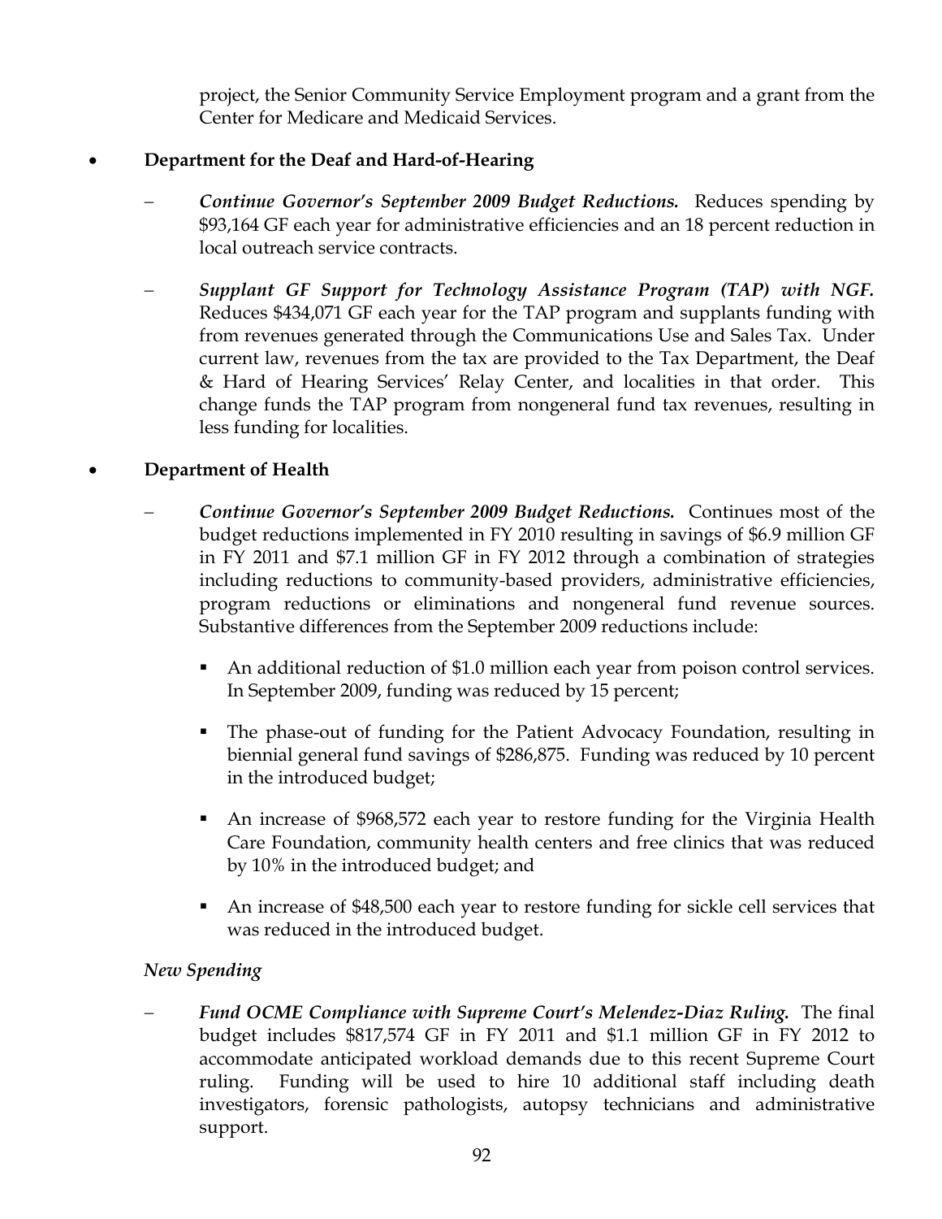project, the Senior Community Service Employment program and a grant from the Center for Medicare and Medicaid Services.

- **Department for the Deaf and Hard-of-Hearing**

  – ***Continue Governor's September 2009 Budget Reductions.*** Reduces spending by $93,164 GF each year for administrative efficiencies and an 18 percent reduction in local outreach service contracts.

  – ***Supplant GF Support for Technology Assistance Program (TAP) with NGF.*** Reduces $434,071 GF each year for the TAP program and supplants funding with from revenues generated through the Communications Use and Sales Tax. Under current law, revenues from the tax are provided to the Tax Department, the Deaf & Hard of Hearing Services' Relay Center, and localities in that order. This change funds the TAP program from nongeneral fund tax revenues, resulting in less funding for localities.

- **Department of Health**

  – ***Continue Governor's September 2009 Budget Reductions.*** Continues most of the budget reductions implemented in FY 2010 resulting in savings of $6.9 million GF in FY 2011 and $7.1 million GF in FY 2012 through a combination of strategies including reductions to community-based providers, administrative efficiencies, program reductions or eliminations and nongeneral fund revenue sources. Substantive differences from the September 2009 reductions include:

    - An additional reduction of $1.0 million each year from poison control services. In September 2009, funding was reduced by 15 percent;

    - The phase-out of funding for the Patient Advocacy Foundation, resulting in biennial general fund savings of $286,875. Funding was reduced by 10 percent in the introduced budget;

    - An increase of $968,572 each year to restore funding for the Virginia Health Care Foundation, community health centers and free clinics that was reduced by 10% in the introduced budget; and

    - An increase of $48,500 each year to restore funding for sickle cell services that was reduced in the introduced budget.

  *New Spending*

  – ***Fund OCME Compliance with Supreme Court's Melendez-Diaz Ruling.*** The final budget includes $817,574 GF in FY 2011 and $1.1 million GF in FY 2012 to accommodate anticipated workload demands due to this recent Supreme Court ruling. Funding will be used to hire 10 additional staff including death investigators, forensic pathologists, autopsy technicians and administrative support.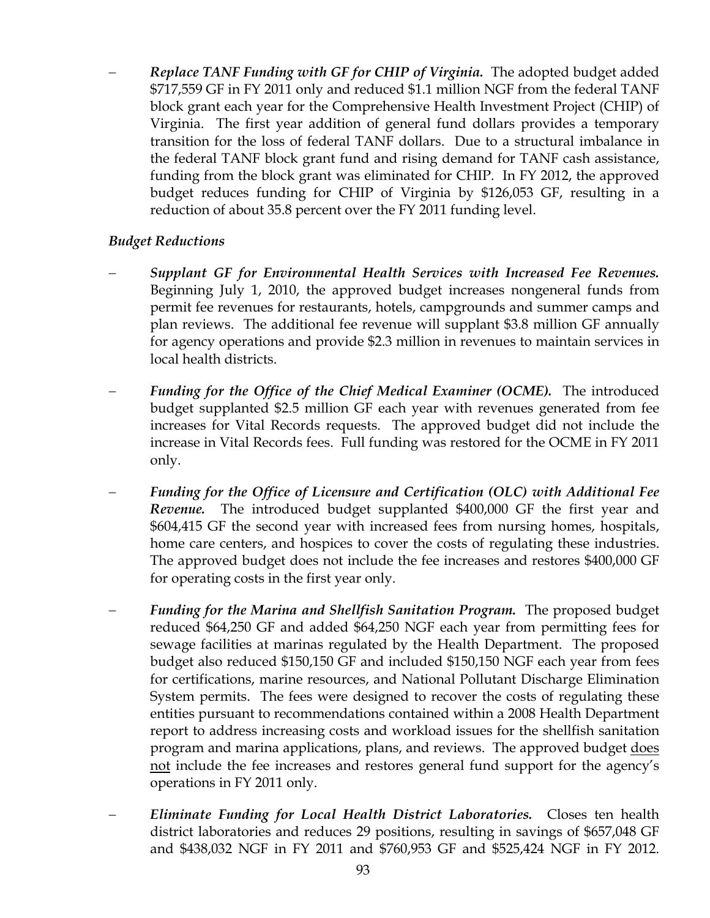- ***Replace TANF Funding with GF for CHIP of Virginia.*** The adopted budget added $717,559 GF in FY 2011 only and reduced $1.1 million NGF from the federal TANF block grant each year for the Comprehensive Health Investment Project (CHIP) of Virginia. The first year addition of general fund dollars provides a temporary transition for the loss of federal TANF dollars. Due to a structural imbalance in the federal TANF block grant fund and rising demand for TANF cash assistance, funding from the block grant was eliminated for CHIP. In FY 2012, the approved budget reduces funding for CHIP of Virginia by $126,053 GF, resulting in a reduction of about 35.8 percent over the FY 2011 funding level.

*Budget Reductions*

- ***Supplant GF for Environmental Health Services with Increased Fee Revenues.*** Beginning July 1, 2010, the approved budget increases nongeneral funds from permit fee revenues for restaurants, hotels, campgrounds and summer camps and plan reviews. The additional fee revenue will supplant $3.8 million GF annually for agency operations and provide $2.3 million in revenues to maintain services in local health districts.

- ***Funding for the Office of the Chief Medical Examiner (OCME).*** The introduced budget supplanted $2.5 million GF each year with revenues generated from fee increases for Vital Records requests. The approved budget did not include the increase in Vital Records fees. Full funding was restored for the OCME in FY 2011 only.

- ***Funding for the Office of Licensure and Certification (OLC) with Additional Fee Revenue.*** The introduced budget supplanted $400,000 GF the first year and $604,415 GF the second year with increased fees from nursing homes, hospitals, home care centers, and hospices to cover the costs of regulating these industries. The approved budget does not include the fee increases and restores $400,000 GF for operating costs in the first year only.

- ***Funding for the Marina and Shellfish Sanitation Program.*** The proposed budget reduced $64,250 GF and added $64,250 NGF each year from permitting fees for sewage facilities at marinas regulated by the Health Department. The proposed budget also reduced $150,150 GF and included $150,150 NGF each year from fees for certifications, marine resources, and National Pollutant Discharge Elimination System permits. The fees were designed to recover the costs of regulating these entities pursuant to recommendations contained within a 2008 Health Department report to address increasing costs and workload issues for the shellfish sanitation program and marina applications, plans, and reviews. The approved budget does not include the fee increases and restores general fund support for the agency's operations in FY 2011 only.

- ***Eliminate Funding for Local Health District Laboratories.*** Closes ten health district laboratories and reduces 29 positions, resulting in savings of $657,048 GF and $438,032 NGF in FY 2011 and $760,953 GF and $525,424 NGF in FY 2012.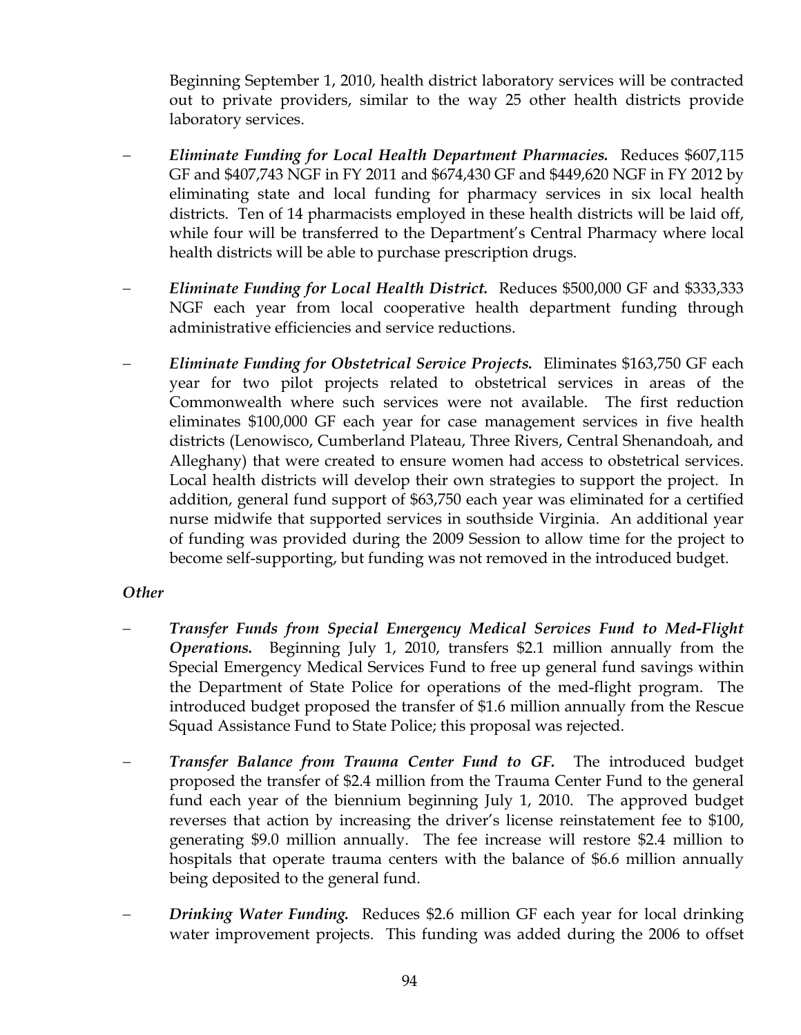Beginning September 1, 2010, health district laboratory services will be contracted out to private providers, similar to the way 25 other health districts provide laboratory services.

- ***Eliminate Funding for Local Health Department Pharmacies.*** Reduces $607,115 GF and $407,743 NGF in FY 2011 and $674,430 GF and $449,620 NGF in FY 2012 by eliminating state and local funding for pharmacy services in six local health districts. Ten of 14 pharmacists employed in these health districts will be laid off, while four will be transferred to the Department's Central Pharmacy where local health districts will be able to purchase prescription drugs.

- ***Eliminate Funding for Local Health District.*** Reduces $500,000 GF and $333,333 NGF each year from local cooperative health department funding through administrative efficiencies and service reductions.

- ***Eliminate Funding for Obstetrical Service Projects.*** Eliminates $163,750 GF each year for two pilot projects related to obstetrical services in areas of the Commonwealth where such services were not available. The first reduction eliminates $100,000 GF each year for case management services in five health districts (Lenowisco, Cumberland Plateau, Three Rivers, Central Shenandoah, and Alleghany) that were created to ensure women had access to obstetrical services. Local health districts will develop their own strategies to support the project. In addition, general fund support of $63,750 each year was eliminated for a certified nurse midwife that supported services in southside Virginia. An additional year of funding was provided during the 2009 Session to allow time for the project to become self-supporting, but funding was not removed in the introduced budget.

*Other*

- ***Transfer Funds from Special Emergency Medical Services Fund to Med-Flight Operations.*** Beginning July 1, 2010, transfers $2.1 million annually from the Special Emergency Medical Services Fund to free up general fund savings within the Department of State Police for operations of the med-flight program. The introduced budget proposed the transfer of $1.6 million annually from the Rescue Squad Assistance Fund to State Police; this proposal was rejected.

- ***Transfer Balance from Trauma Center Fund to GF.*** The introduced budget proposed the transfer of $2.4 million from the Trauma Center Fund to the general fund each year of the biennium beginning July 1, 2010. The approved budget reverses that action by increasing the driver's license reinstatement fee to $100, generating $9.0 million annually. The fee increase will restore $2.4 million to hospitals that operate trauma centers with the balance of $6.6 million annually being deposited to the general fund.

- ***Drinking Water Funding.*** Reduces $2.6 million GF each year for local drinking water improvement projects. This funding was added during the 2006 to offset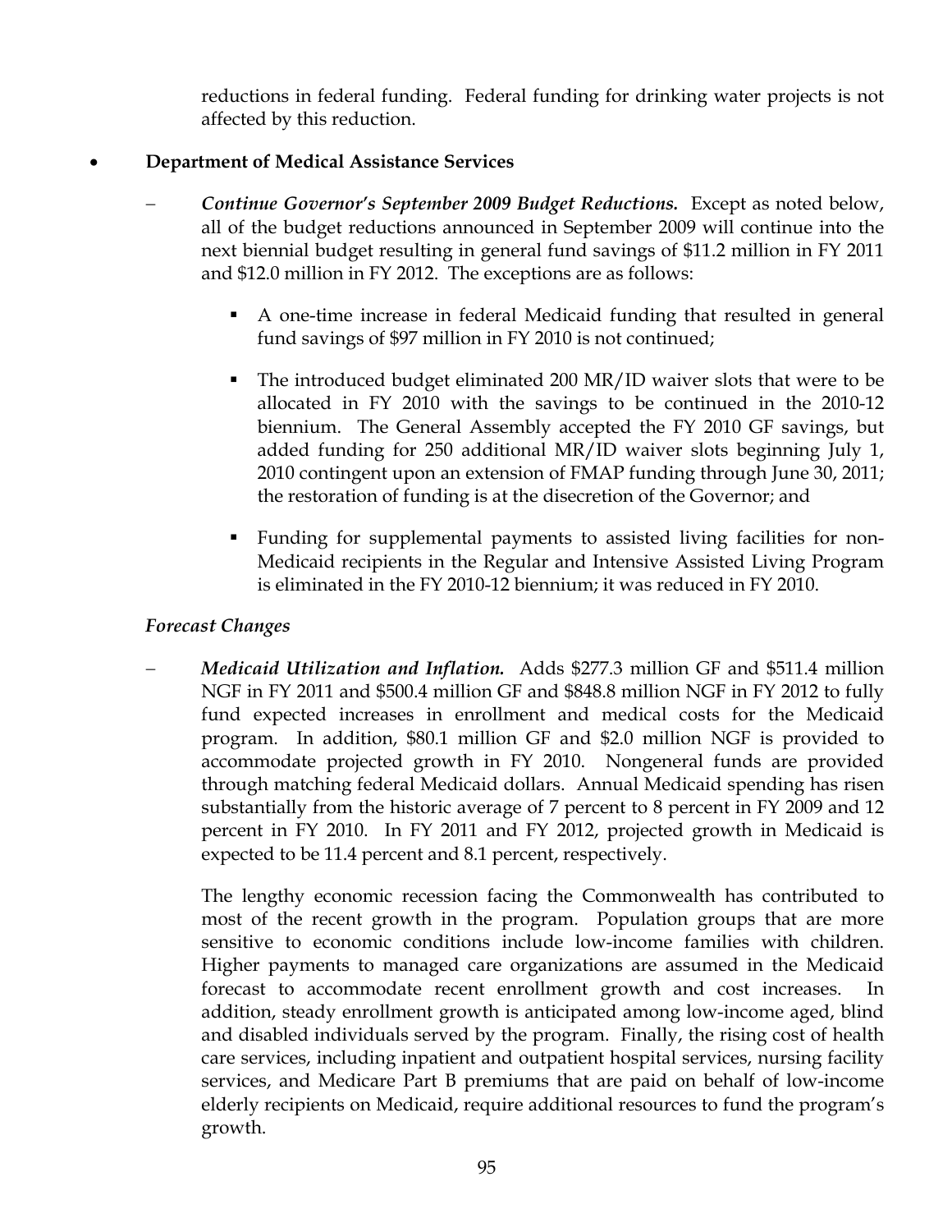reductions in federal funding. Federal funding for drinking water projects is not affected by this reduction.

- **Department of Medical Assistance Services**

  – ***Continue Governor's September 2009 Budget Reductions.*** Except as noted below, all of the budget reductions announced in September 2009 will continue into the next biennial budget resulting in general fund savings of $11.2 million in FY 2011 and $12.0 million in FY 2012. The exceptions are as follows:

    - A one-time increase in federal Medicaid funding that resulted in general fund savings of $97 million in FY 2010 is not continued;
    - The introduced budget eliminated 200 MR/ID waiver slots that were to be allocated in FY 2010 with the savings to be continued in the 2010-12 biennium. The General Assembly accepted the FY 2010 GF savings, but added funding for 250 additional MR/ID waiver slots beginning July 1, 2010 contingent upon an extension of FMAP funding through June 30, 2011; the restoration of funding is at the disecretion of the Governor; and
    - Funding for supplemental payments to assisted living facilities for non-Medicaid recipients in the Regular and Intensive Assisted Living Program is eliminated in the FY 2010-12 biennium; it was reduced in FY 2010.

  *Forecast Changes*

  – ***Medicaid Utilization and Inflation.*** Adds $277.3 million GF and $511.4 million NGF in FY 2011 and $500.4 million GF and $848.8 million NGF in FY 2012 to fully fund expected increases in enrollment and medical costs for the Medicaid program. In addition, $80.1 million GF and $2.0 million NGF is provided to accommodate projected growth in FY 2010. Nongeneral funds are provided through matching federal Medicaid dollars. Annual Medicaid spending has risen substantially from the historic average of 7 percent to 8 percent in FY 2009 and 12 percent in FY 2010. In FY 2011 and FY 2012, projected growth in Medicaid is expected to be 11.4 percent and 8.1 percent, respectively.

    The lengthy economic recession facing the Commonwealth has contributed to most of the recent growth in the program. Population groups that are more sensitive to economic conditions include low-income families with children. Higher payments to managed care organizations are assumed in the Medicaid forecast to accommodate recent enrollment growth and cost increases. In addition, steady enrollment growth is anticipated among low-income aged, blind and disabled individuals served by the program. Finally, the rising cost of health care services, including inpatient and outpatient hospital services, nursing facility services, and Medicare Part B premiums that are paid on behalf of low-income elderly recipients on Medicaid, require additional resources to fund the program's growth.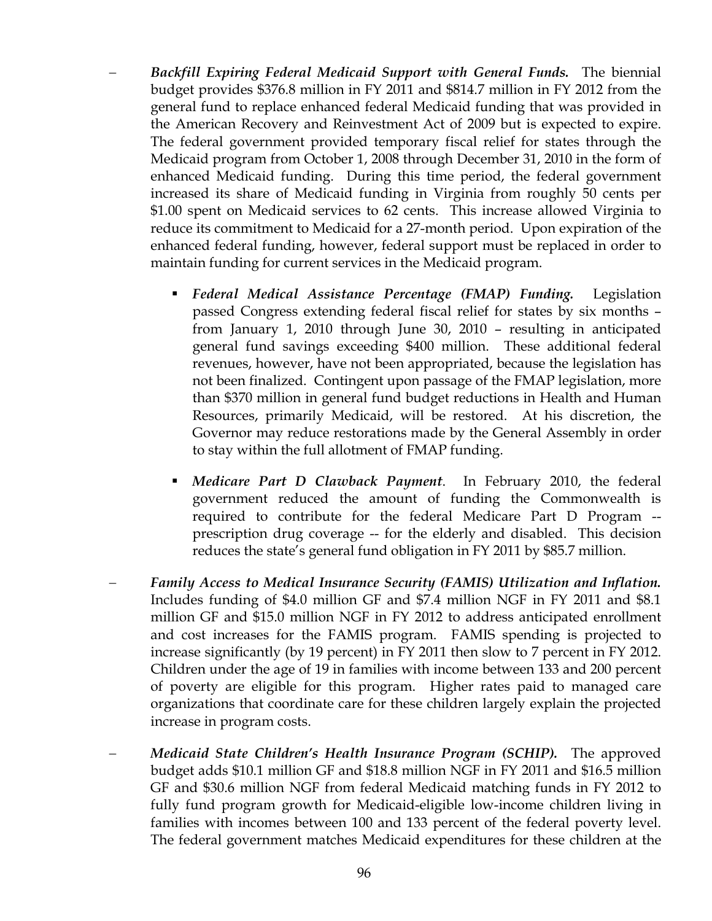- ***Backfill Expiring Federal Medicaid Support with General Funds.*** The biennial budget provides $376.8 million in FY 2011 and $814.7 million in FY 2012 from the general fund to replace enhanced federal Medicaid funding that was provided in the American Recovery and Reinvestment Act of 2009 but is expected to expire. The federal government provided temporary fiscal relief for states through the Medicaid program from October 1, 2008 through December 31, 2010 in the form of enhanced Medicaid funding. During this time period, the federal government increased its share of Medicaid funding in Virginia from roughly 50 cents per $1.00 spent on Medicaid services to 62 cents. This increase allowed Virginia to reduce its commitment to Medicaid for a 27-month period. Upon expiration of the enhanced federal funding, however, federal support must be replaced in order to maintain funding for current services in the Medicaid program.

  - ***Federal Medical Assistance Percentage (FMAP) Funding.*** Legislation passed Congress extending federal fiscal relief for states by six months – from January 1, 2010 through June 30, 2010 – resulting in anticipated general fund savings exceeding $400 million. These additional federal revenues, however, have not been appropriated, because the legislation has not been finalized. Contingent upon passage of the FMAP legislation, more than $370 million in general fund budget reductions in Health and Human Resources, primarily Medicaid, will be restored. At his discretion, the Governor may reduce restorations made by the General Assembly in order to stay within the full allotment of FMAP funding.

  - ***Medicare Part D Clawback Payment***. In February 2010, the federal government reduced the amount of funding the Commonwealth is required to contribute for the federal Medicare Part D Program -- prescription drug coverage -- for the elderly and disabled. This decision reduces the state's general fund obligation in FY 2011 by $85.7 million.

- ***Family Access to Medical Insurance Security (FAMIS) Utilization and Inflation.*** Includes funding of $4.0 million GF and $7.4 million NGF in FY 2011 and $8.1 million GF and $15.0 million NGF in FY 2012 to address anticipated enrollment and cost increases for the FAMIS program. FAMIS spending is projected to increase significantly (by 19 percent) in FY 2011 then slow to 7 percent in FY 2012. Children under the age of 19 in families with income between 133 and 200 percent of poverty are eligible for this program. Higher rates paid to managed care organizations that coordinate care for these children largely explain the projected increase in program costs.

- ***Medicaid State Children's Health Insurance Program (SCHIP).*** The approved budget adds $10.1 million GF and $18.8 million NGF in FY 2011 and $16.5 million GF and $30.6 million NGF from federal Medicaid matching funds in FY 2012 to fully fund program growth for Medicaid-eligible low-income children living in families with incomes between 100 and 133 percent of the federal poverty level. The federal government matches Medicaid expenditures for these children at the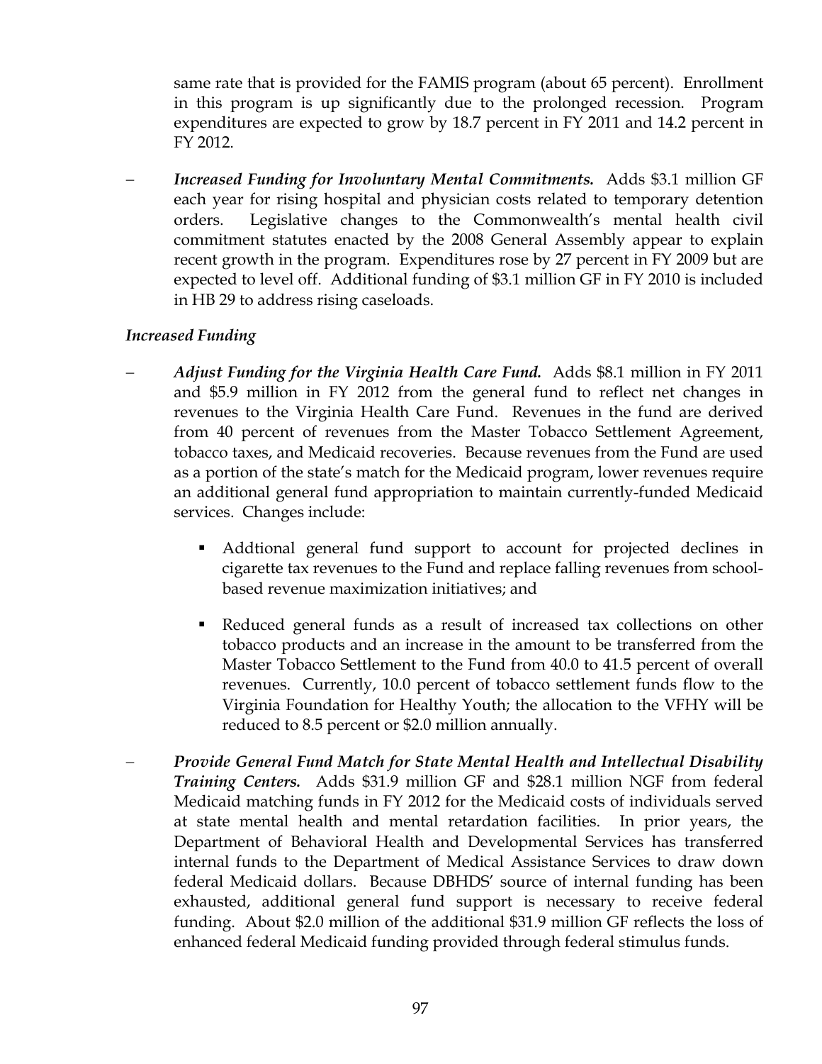same rate that is provided for the FAMIS program (about 65 percent). Enrollment in this program is up significantly due to the prolonged recession. Program expenditures are expected to grow by 18.7 percent in FY 2011 and 14.2 percent in FY 2012.

- ***Increased Funding for Involuntary Mental Commitments.*** Adds $3.1 million GF each year for rising hospital and physician costs related to temporary detention orders. Legislative changes to the Commonwealth's mental health civil commitment statutes enacted by the 2008 General Assembly appear to explain recent growth in the program. Expenditures rose by 27 percent in FY 2009 but are expected to level off. Additional funding of $3.1 million GF in FY 2010 is included in HB 29 to address rising caseloads.

*Increased Funding*

- ***Adjust Funding for the Virginia Health Care Fund.*** Adds $8.1 million in FY 2011 and $5.9 million in FY 2012 from the general fund to reflect net changes in revenues to the Virginia Health Care Fund. Revenues in the fund are derived from 40 percent of revenues from the Master Tobacco Settlement Agreement, tobacco taxes, and Medicaid recoveries. Because revenues from the Fund are used as a portion of the state's match for the Medicaid program, lower revenues require an additional general fund appropriation to maintain currently-funded Medicaid services. Changes include:

  - Addtional general fund support to account for projected declines in cigarette tax revenues to the Fund and replace falling revenues from school-based revenue maximization initiatives; and

  - Reduced general funds as a result of increased tax collections on other tobacco products and an increase in the amount to be transferred from the Master Tobacco Settlement to the Fund from 40.0 to 41.5 percent of overall revenues. Currently, 10.0 percent of tobacco settlement funds flow to the Virginia Foundation for Healthy Youth; the allocation to the VFHY will be reduced to 8.5 percent or $2.0 million annually.

- ***Provide General Fund Match for State Mental Health and Intellectual Disability Training Centers.*** Adds $31.9 million GF and $28.1 million NGF from federal Medicaid matching funds in FY 2012 for the Medicaid costs of individuals served at state mental health and mental retardation facilities. In prior years, the Department of Behavioral Health and Developmental Services has transferred internal funds to the Department of Medical Assistance Services to draw down federal Medicaid dollars. Because DBHDS' source of internal funding has been exhausted, additional general fund support is necessary to receive federal funding. About $2.0 million of the additional $31.9 million GF reflects the loss of enhanced federal Medicaid funding provided through federal stimulus funds.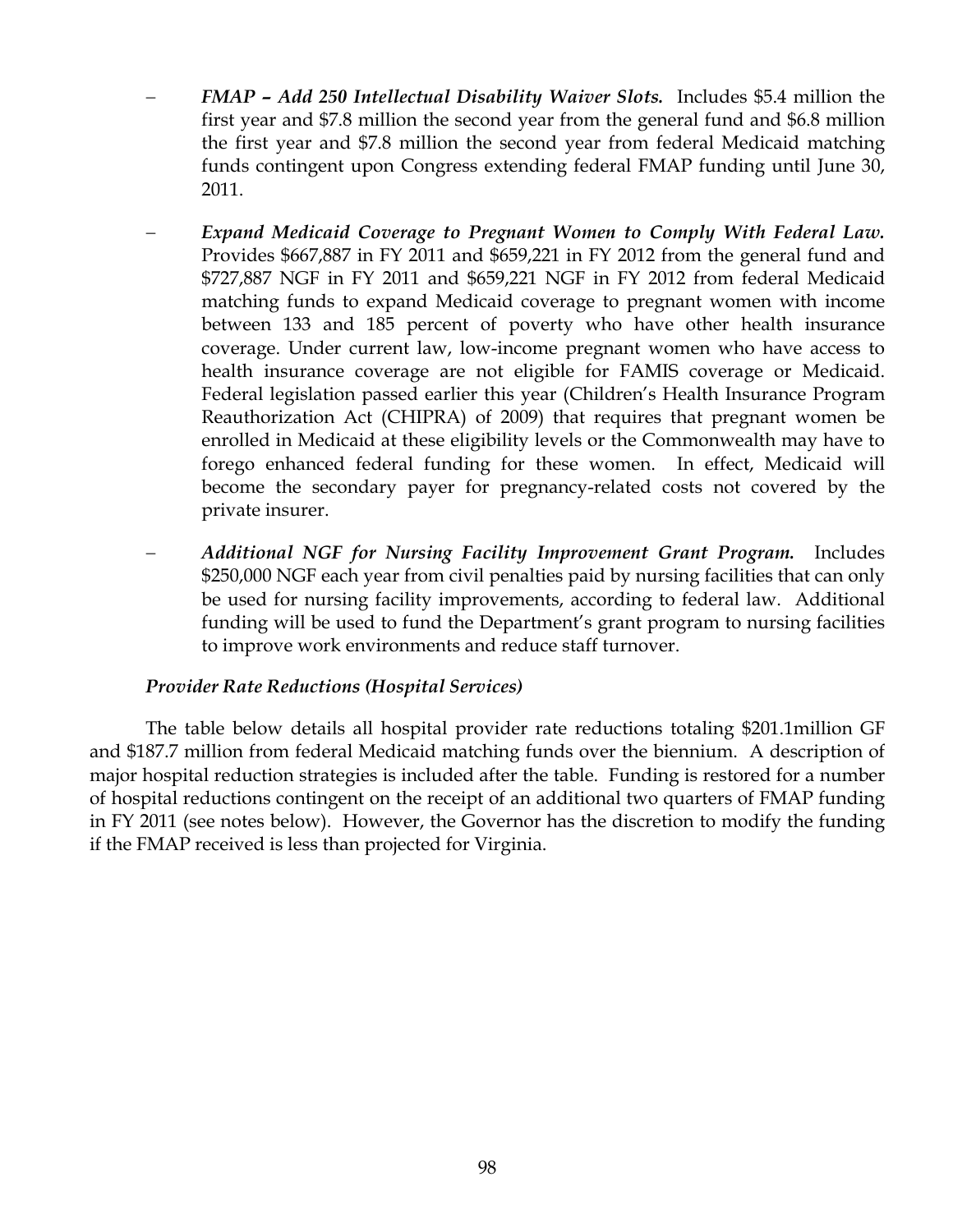- ***FMAP – Add 250 Intellectual Disability Waiver Slots.*** Includes $5.4 million the first year and $7.8 million the second year from the general fund and $6.8 million the first year and $7.8 million the second year from federal Medicaid matching funds contingent upon Congress extending federal FMAP funding until June 30, 2011.

- ***Expand Medicaid Coverage to Pregnant Women to Comply With Federal Law.*** Provides $667,887 in FY 2011 and $659,221 in FY 2012 from the general fund and $727,887 NGF in FY 2011 and $659,221 NGF in FY 2012 from federal Medicaid matching funds to expand Medicaid coverage to pregnant women with income between 133 and 185 percent of poverty who have other health insurance coverage. Under current law, low-income pregnant women who have access to health insurance coverage are not eligible for FAMIS coverage or Medicaid. Federal legislation passed earlier this year (Children's Health Insurance Program Reauthorization Act (CHIPRA) of 2009) that requires that pregnant women be enrolled in Medicaid at these eligibility levels or the Commonwealth may have to forego enhanced federal funding for these women. In effect, Medicaid will become the secondary payer for pregnancy-related costs not covered by the private insurer.

- ***Additional NGF for Nursing Facility Improvement Grant Program.*** Includes $250,000 NGF each year from civil penalties paid by nursing facilities that can only be used for nursing facility improvements, according to federal law. Additional funding will be used to fund the Department's grant program to nursing facilities to improve work environments and reduce staff turnover.

***Provider Rate Reductions (Hospital Services)***

The table below details all hospital provider rate reductions totaling $201.1million GF and $187.7 million from federal Medicaid matching funds over the biennium. A description of major hospital reduction strategies is included after the table. Funding is restored for a number of hospital reductions contingent on the receipt of an additional two quarters of FMAP funding in FY 2011 (see notes below). However, the Governor has the discretion to modify the funding if the FMAP received is less than projected for Virginia.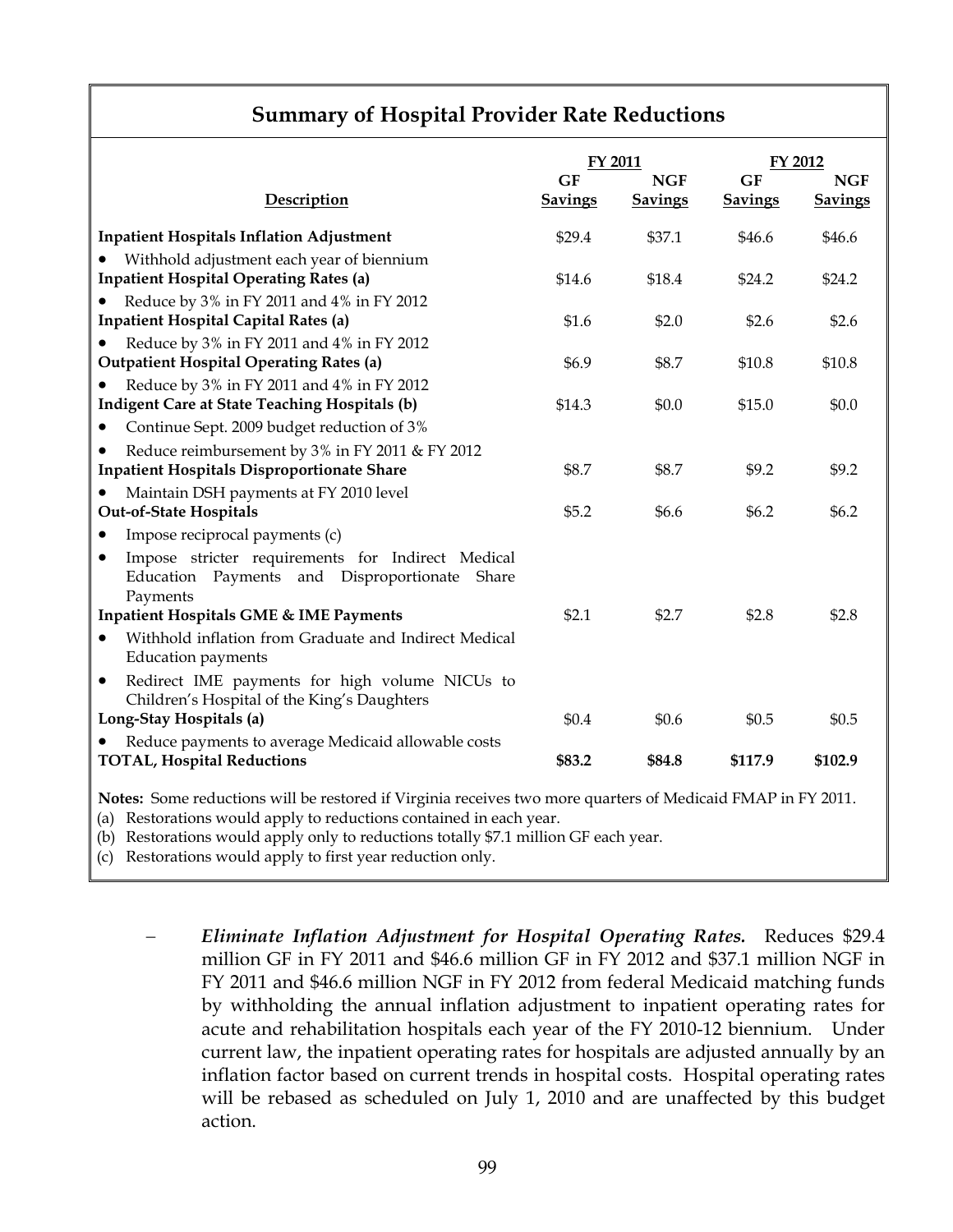## Summary of Hospital Provider Rate Reductions

| Description | FY 2011 GF Savings | FY 2011 NGF Savings | FY 2012 GF Savings | FY 2012 NGF Savings |
|---|---|---|---|---|
| **Inpatient Hospitals Inflation Adjustment** | $29.4 | $37.1 | $46.6 | $46.6 |
| • Withhold adjustment each year of biennium | | | | |
| **Inpatient Hospital Operating Rates (a)** | $14.6 | $18.4 | $24.2 | $24.2 |
| • Reduce by 3% in FY 2011 and 4% in FY 2012 | | | | |
| **Inpatient Hospital Capital Rates (a)** | $1.6 | $2.0 | $2.6 | $2.6 |
| • Reduce by 3% in FY 2011 and 4% in FY 2012 | | | | |
| **Outpatient Hospital Operating Rates (a)** | $6.9 | $8.7 | $10.8 | $10.8 |
| • Reduce by 3% in FY 2011 and 4% in FY 2012 | | | | |
| **Indigent Care at State Teaching Hospitals (b)** | $14.3 | $0.0 | $15.0 | $0.0 |
| • Continue Sept. 2009 budget reduction of 3% | | | | |
| • Reduce reimbursement by 3% in FY 2011 & FY 2012 | | | | |
| **Inpatient Hospitals Disproportionate Share** | $8.7 | $8.7 | $9.2 | $9.2 |
| • Maintain DSH payments at FY 2010 level | | | | |
| **Out-of-State Hospitals** | $5.2 | $6.6 | $6.2 | $6.2 |
| • Impose reciprocal payments (c) | | | | |
| • Impose stricter requirements for Indirect Medical Education Payments and Disproportionate Share Payments | | | | |
| **Inpatient Hospitals GME & IME Payments** | $2.1 | $2.7 | $2.8 | $2.8 |
| • Withhold inflation from Graduate and Indirect Medical Education payments | | | | |
| • Redirect IME payments for high volume NICUs to Children's Hospital of the King's Daughters | | | | |
| **Long-Stay Hospitals (a)** | $0.4 | $0.6 | $0.5 | $0.5 |
| • Reduce payments to average Medicaid allowable costs | | | | |
| **TOTAL, Hospital Reductions** | **$83.2** | **$84.8** | **$117.9** | **$102.9** |

**Notes:** Some reductions will be restored if Virginia receives two more quarters of Medicaid FMAP in FY 2011.
(a) Restorations would apply to reductions contained in each year.
(b) Restorations would apply only to reductions totally $7.1 million GF each year.
(c) Restorations would apply to first year reduction only.

– ***Eliminate Inflation Adjustment for Hospital Operating Rates.*** Reduces $29.4 million GF in FY 2011 and $46.6 million GF in FY 2012 and $37.1 million NGF in FY 2011 and $46.6 million NGF in FY 2012 from federal Medicaid matching funds by withholding the annual inflation adjustment to inpatient operating rates for acute and rehabilitation hospitals each year of the FY 2010-12 biennium. Under current law, the inpatient operating rates for hospitals are adjusted annually by an inflation factor based on current trends in hospital costs. Hospital operating rates will be rebased as scheduled on July 1, 2010 and are unaffected by this budget action.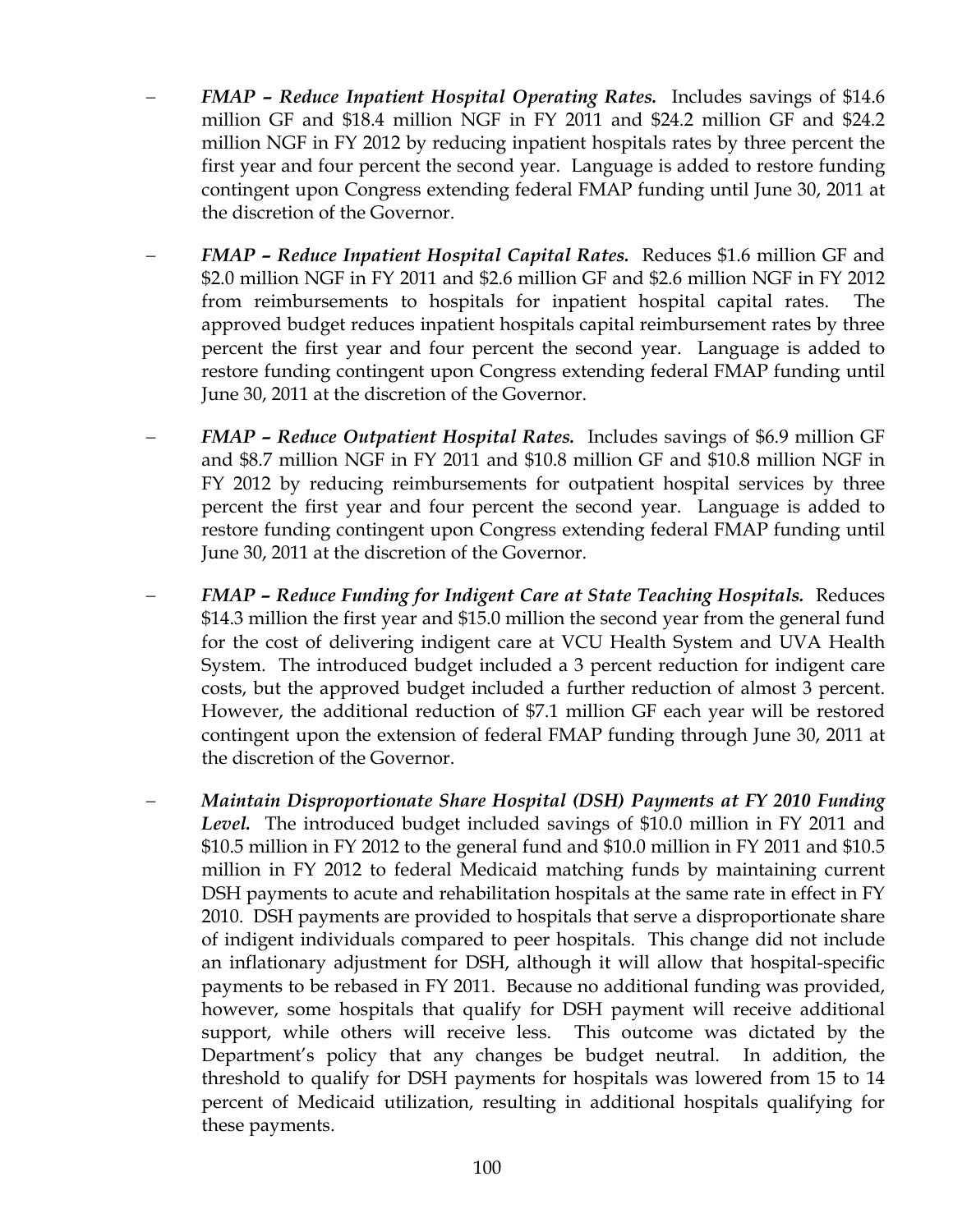- ***FMAP – Reduce Inpatient Hospital Operating Rates.*** Includes savings of $14.6 million GF and $18.4 million NGF in FY 2011 and $24.2 million GF and $24.2 million NGF in FY 2012 by reducing inpatient hospitals rates by three percent the first year and four percent the second year. Language is added to restore funding contingent upon Congress extending federal FMAP funding until June 30, 2011 at the discretion of the Governor.

- ***FMAP – Reduce Inpatient Hospital Capital Rates.*** Reduces $1.6 million GF and $2.0 million NGF in FY 2011 and $2.6 million GF and $2.6 million NGF in FY 2012 from reimbursements to hospitals for inpatient hospital capital rates. The approved budget reduces inpatient hospitals capital reimbursement rates by three percent the first year and four percent the second year. Language is added to restore funding contingent upon Congress extending federal FMAP funding until June 30, 2011 at the discretion of the Governor.

- ***FMAP – Reduce Outpatient Hospital Rates.*** Includes savings of $6.9 million GF and $8.7 million NGF in FY 2011 and $10.8 million GF and $10.8 million NGF in FY 2012 by reducing reimbursements for outpatient hospital services by three percent the first year and four percent the second year. Language is added to restore funding contingent upon Congress extending federal FMAP funding until June 30, 2011 at the discretion of the Governor.

- ***FMAP – Reduce Funding for Indigent Care at State Teaching Hospitals.*** Reduces $14.3 million the first year and $15.0 million the second year from the general fund for the cost of delivering indigent care at VCU Health System and UVA Health System. The introduced budget included a 3 percent reduction for indigent care costs, but the approved budget included a further reduction of almost 3 percent. However, the additional reduction of $7.1 million GF each year will be restored contingent upon the extension of federal FMAP funding through June 30, 2011 at the discretion of the Governor.

- ***Maintain Disproportionate Share Hospital (DSH) Payments at FY 2010 Funding Level.*** The introduced budget included savings of $10.0 million in FY 2011 and $10.5 million in FY 2012 to the general fund and $10.0 million in FY 2011 and $10.5 million in FY 2012 to federal Medicaid matching funds by maintaining current DSH payments to acute and rehabilitation hospitals at the same rate in effect in FY 2010. DSH payments are provided to hospitals that serve a disproportionate share of indigent individuals compared to peer hospitals. This change did not include an inflationary adjustment for DSH, although it will allow that hospital-specific payments to be rebased in FY 2011. Because no additional funding was provided, however, some hospitals that qualify for DSH payment will receive additional support, while others will receive less. This outcome was dictated by the Department's policy that any changes be budget neutral. In addition, the threshold to qualify for DSH payments for hospitals was lowered from 15 to 14 percent of Medicaid utilization, resulting in additional hospitals qualifying for these payments.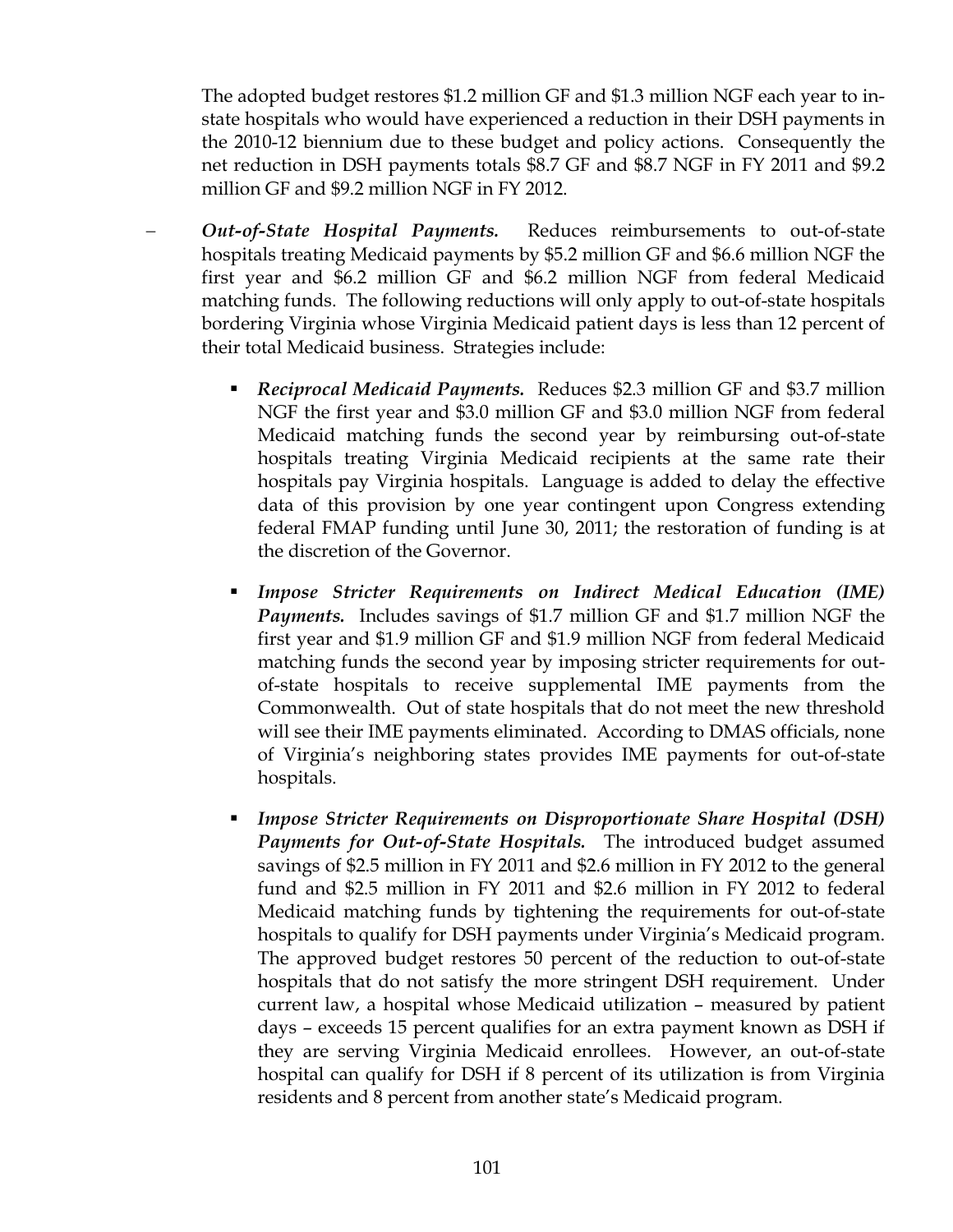The adopted budget restores $1.2 million GF and $1.3 million NGF each year to in-state hospitals who would have experienced a reduction in their DSH payments in the 2010-12 biennium due to these budget and policy actions. Consequently the net reduction in DSH payments totals $8.7 GF and $8.7 NGF in FY 2011 and $9.2 million GF and $9.2 million NGF in FY 2012.

- ***Out-of-State Hospital Payments.*** Reduces reimbursements to out-of-state hospitals treating Medicaid payments by $5.2 million GF and $6.6 million NGF the first year and $6.2 million GF and $6.2 million NGF from federal Medicaid matching funds. The following reductions will only apply to out-of-state hospitals bordering Virginia whose Virginia Medicaid patient days is less than 12 percent of their total Medicaid business. Strategies include:

  - ***Reciprocal Medicaid Payments.*** Reduces $2.3 million GF and $3.7 million NGF the first year and $3.0 million GF and $3.0 million NGF from federal Medicaid matching funds the second year by reimbursing out-of-state hospitals treating Virginia Medicaid recipients at the same rate their hospitals pay Virginia hospitals. Language is added to delay the effective data of this provision by one year contingent upon Congress extending federal FMAP funding until June 30, 2011; the restoration of funding is at the discretion of the Governor.

  - ***Impose Stricter Requirements on Indirect Medical Education (IME) Payments.*** Includes savings of $1.7 million GF and $1.7 million NGF the first year and $1.9 million GF and $1.9 million NGF from federal Medicaid matching funds the second year by imposing stricter requirements for out-of-state hospitals to receive supplemental IME payments from the Commonwealth. Out of state hospitals that do not meet the new threshold will see their IME payments eliminated. According to DMAS officials, none of Virginia's neighboring states provides IME payments for out-of-state hospitals.

  - ***Impose Stricter Requirements on Disproportionate Share Hospital (DSH) Payments for Out-of-State Hospitals.*** The introduced budget assumed savings of $2.5 million in FY 2011 and $2.6 million in FY 2012 to the general fund and $2.5 million in FY 2011 and $2.6 million in FY 2012 to federal Medicaid matching funds by tightening the requirements for out-of-state hospitals to qualify for DSH payments under Virginia's Medicaid program. The approved budget restores 50 percent of the reduction to out-of-state hospitals that do not satisfy the more stringent DSH requirement. Under current law, a hospital whose Medicaid utilization – measured by patient days – exceeds 15 percent qualifies for an extra payment known as DSH if they are serving Virginia Medicaid enrollees. However, an out-of-state hospital can qualify for DSH if 8 percent of its utilization is from Virginia residents and 8 percent from another state's Medicaid program.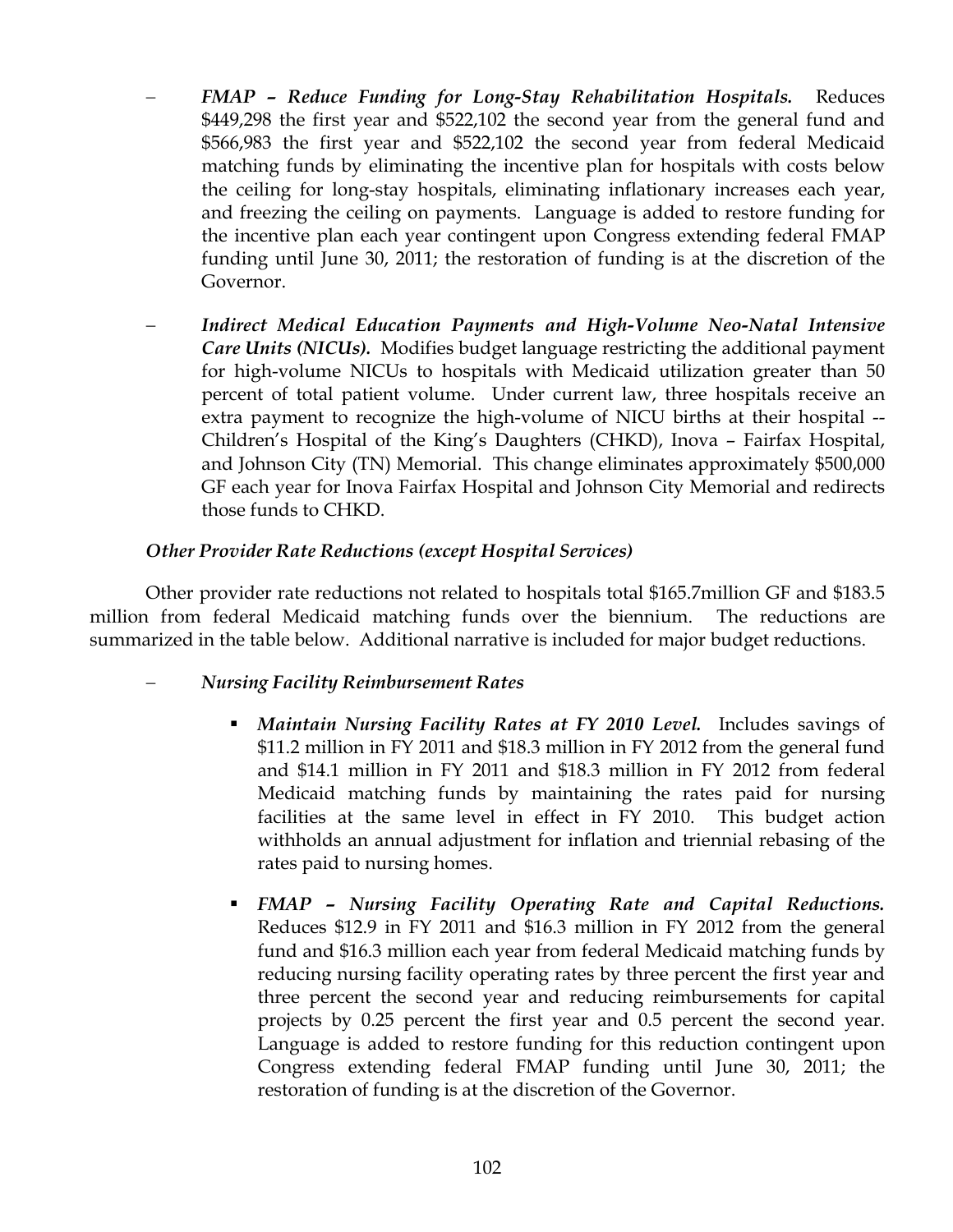- ***FMAP – Reduce Funding for Long-Stay Rehabilitation Hospitals.*** Reduces $449,298 the first year and $522,102 the second year from the general fund and $566,983 the first year and $522,102 the second year from federal Medicaid matching funds by eliminating the incentive plan for hospitals with costs below the ceiling for long-stay hospitals, eliminating inflationary increases each year, and freezing the ceiling on payments. Language is added to restore funding for the incentive plan each year contingent upon Congress extending federal FMAP funding until June 30, 2011; the restoration of funding is at the discretion of the Governor.

- ***Indirect Medical Education Payments and High-Volume Neo-Natal Intensive Care Units (NICUs).*** Modifies budget language restricting the additional payment for high-volume NICUs to hospitals with Medicaid utilization greater than 50 percent of total patient volume. Under current law, three hospitals receive an extra payment to recognize the high-volume of NICU births at their hospital -- Children's Hospital of the King's Daughters (CHKD), Inova – Fairfax Hospital, and Johnson City (TN) Memorial. This change eliminates approximately $500,000 GF each year for Inova Fairfax Hospital and Johnson City Memorial and redirects those funds to CHKD.

***Other Provider Rate Reductions (except Hospital Services)***

Other provider rate reductions not related to hospitals total $165.7million GF and $183.5 million from federal Medicaid matching funds over the biennium. The reductions are summarized in the table below. Additional narrative is included for major budget reductions.

- ***Nursing Facility Reimbursement Rates***

  - ***Maintain Nursing Facility Rates at FY 2010 Level.*** Includes savings of $11.2 million in FY 2011 and $18.3 million in FY 2012 from the general fund and $14.1 million in FY 2011 and $18.3 million in FY 2012 from federal Medicaid matching funds by maintaining the rates paid for nursing facilities at the same level in effect in FY 2010. This budget action withholds an annual adjustment for inflation and triennial rebasing of the rates paid to nursing homes.

  - ***FMAP – Nursing Facility Operating Rate and Capital Reductions.*** Reduces $12.9 in FY 2011 and $16.3 million in FY 2012 from the general fund and $16.3 million each year from federal Medicaid matching funds by reducing nursing facility operating rates by three percent the first year and three percent the second year and reducing reimbursements for capital projects by 0.25 percent the first year and 0.5 percent the second year. Language is added to restore funding for this reduction contingent upon Congress extending federal FMAP funding until June 30, 2011; the restoration of funding is at the discretion of the Governor.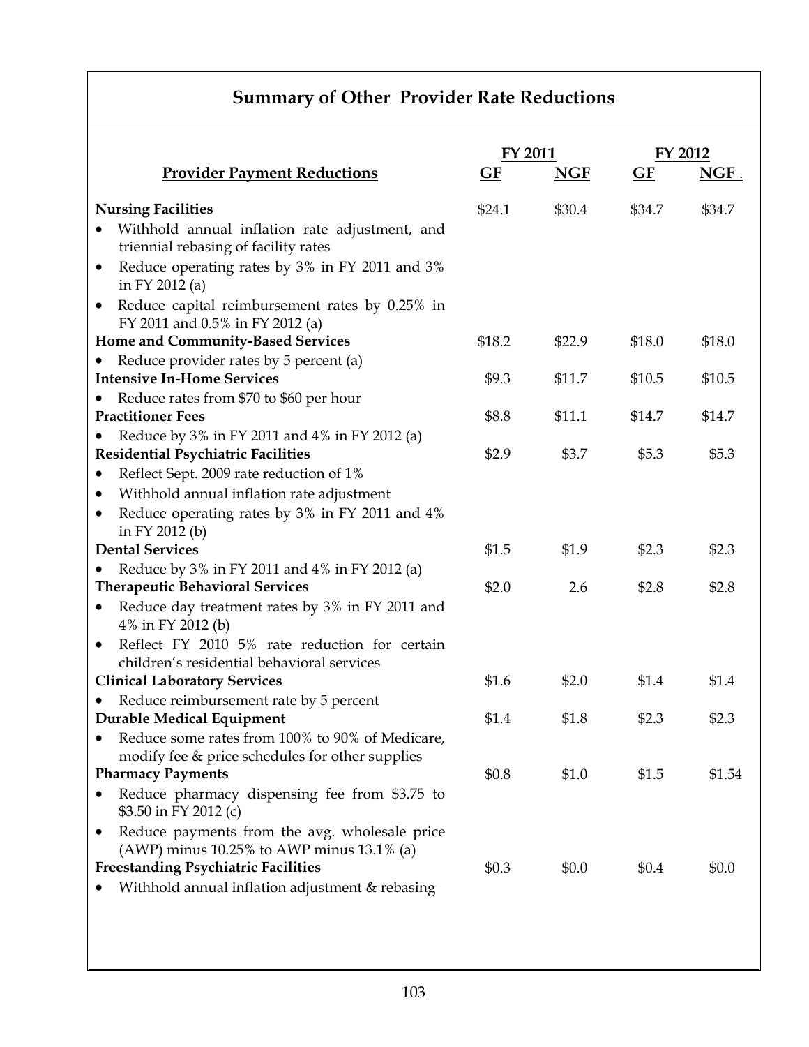## Summary of Other Provider Rate Reductions

| Provider Payment Reductions | FY 2011 | | FY 2012 | |
|---|---|---|---|---|
| | GF | NGF | GF | NGF . |
| **Nursing Facilities** | $24.1 | $30.4 | $34.7 | $34.7 |
| • Withhold annual inflation rate adjustment, and triennial rebasing of facility rates | | | | |
| • Reduce operating rates by 3% in FY 2011 and 3% in FY 2012 (a) | | | | |
| • Reduce capital reimbursement rates by 0.25% in FY 2011 and 0.5% in FY 2012 (a) | | | | |
| **Home and Community-Based Services** | $18.2 | $22.9 | $18.0 | $18.0 |
| • Reduce provider rates by 5 percent (a) | | | | |
| **Intensive In-Home Services** | $9.3 | $11.7 | $10.5 | $10.5 |
| • Reduce rates from $70 to $60 per hour | | | | |
| **Practitioner Fees** | $8.8 | $11.1 | $14.7 | $14.7 |
| • Reduce by 3% in FY 2011 and 4% in FY 2012 (a) | | | | |
| **Residential Psychiatric Facilities** | $2.9 | $3.7 | $5.3 | $5.3 |
| • Reflect Sept. 2009 rate reduction of 1% | | | | |
| • Withhold annual inflation rate adjustment | | | | |
| • Reduce operating rates by 3% in FY 2011 and 4% in FY 2012 (b) | | | | |
| **Dental Services** | $1.5 | $1.9 | $2.3 | $2.3 |
| • Reduce by 3% in FY 2011 and 4% in FY 2012 (a) | | | | |
| **Therapeutic Behavioral Services** | $2.0 | 2.6 | $2.8 | $2.8 |
| • Reduce day treatment rates by 3% in FY 2011 and 4% in FY 2012 (b) | | | | |
| • Reflect FY 2010 5% rate reduction for certain children's residential behavioral services | | | | |
| **Clinical Laboratory Services** | $1.6 | $2.0 | $1.4 | $1.4 |
| • Reduce reimbursement rate by 5 percent | | | | |
| **Durable Medical Equipment** | $1.4 | $1.8 | $2.3 | $2.3 |
| • Reduce some rates from 100% to 90% of Medicare, modify fee & price schedules for other supplies | | | | |
| **Pharmacy Payments** | $0.8 | $1.0 | $1.5 | $1.54 |
| • Reduce pharmacy dispensing fee from $3.75 to $3.50 in FY 2012 (c) | | | | |
| • Reduce payments from the avg. wholesale price (AWP) minus 10.25% to AWP minus 13.1% (a) | | | | |
| **Freestanding Psychiatric Facilities** | $0.3 | $0.0 | $0.4 | $0.0 |
| • Withhold annual inflation adjustment & rebasing | | | | |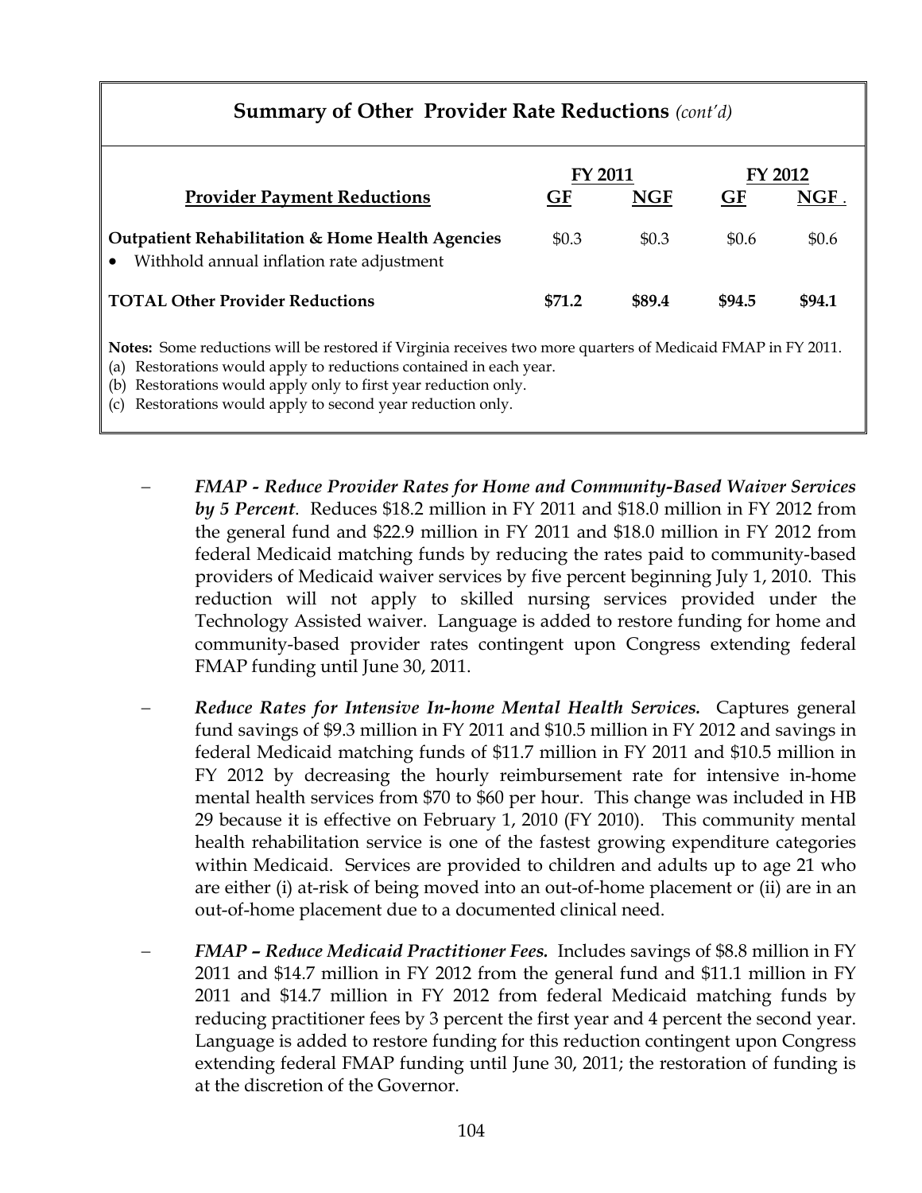## Summary of Other Provider Rate Reductions *(cont'd)*

| Provider Payment Reductions | FY 2011 | | FY 2012 | |
|---|---|---|---|---|
| | GF | NGF | GF | NGF |
| **Outpatient Rehabilitation & Home Health Agencies**<br>• Withhold annual inflation rate adjustment | $0.3 | $0.3 | $0.6 | $0.6 |
| **TOTAL Other Provider Reductions** | **$71.2** | **$89.4** | **$94.5** | **$94.1** |

**Notes:** Some reductions will be restored if Virginia receives two more quarters of Medicaid FMAP in FY 2011.
(a) Restorations would apply to reductions contained in each year.
(b) Restorations would apply only to first year reduction only.
(c) Restorations would apply to second year reduction only.

- ***FMAP - Reduce Provider Rates for Home and Community-Based Waiver Services by 5 Percent**.* Reduces $18.2 million in FY 2011 and $18.0 million in FY 2012 from the general fund and $22.9 million in FY 2011 and $18.0 million in FY 2012 from federal Medicaid matching funds by reducing the rates paid to community-based providers of Medicaid waiver services by five percent beginning July 1, 2010. This reduction will not apply to skilled nursing services provided under the Technology Assisted waiver. Language is added to restore funding for home and community-based provider rates contingent upon Congress extending federal FMAP funding until June 30, 2011.

- ***Reduce Rates for Intensive In-home Mental Health Services.*** Captures general fund savings of $9.3 million in FY 2011 and $10.5 million in FY 2012 and savings in federal Medicaid matching funds of $11.7 million in FY 2011 and $10.5 million in FY 2012 by decreasing the hourly reimbursement rate for intensive in-home mental health services from $70 to $60 per hour. This change was included in HB 29 because it is effective on February 1, 2010 (FY 2010). This community mental health rehabilitation service is one of the fastest growing expenditure categories within Medicaid. Services are provided to children and adults up to age 21 who are either (i) at-risk of being moved into an out-of-home placement or (ii) are in an out-of-home placement due to a documented clinical need.

- ***FMAP – Reduce Medicaid Practitioner Fees.*** Includes savings of $8.8 million in FY 2011 and $14.7 million in FY 2012 from the general fund and $11.1 million in FY 2011 and $14.7 million in FY 2012 from federal Medicaid matching funds by reducing practitioner fees by 3 percent the first year and 4 percent the second year. Language is added to restore funding for this reduction contingent upon Congress extending federal FMAP funding until June 30, 2011; the restoration of funding is at the discretion of the Governor.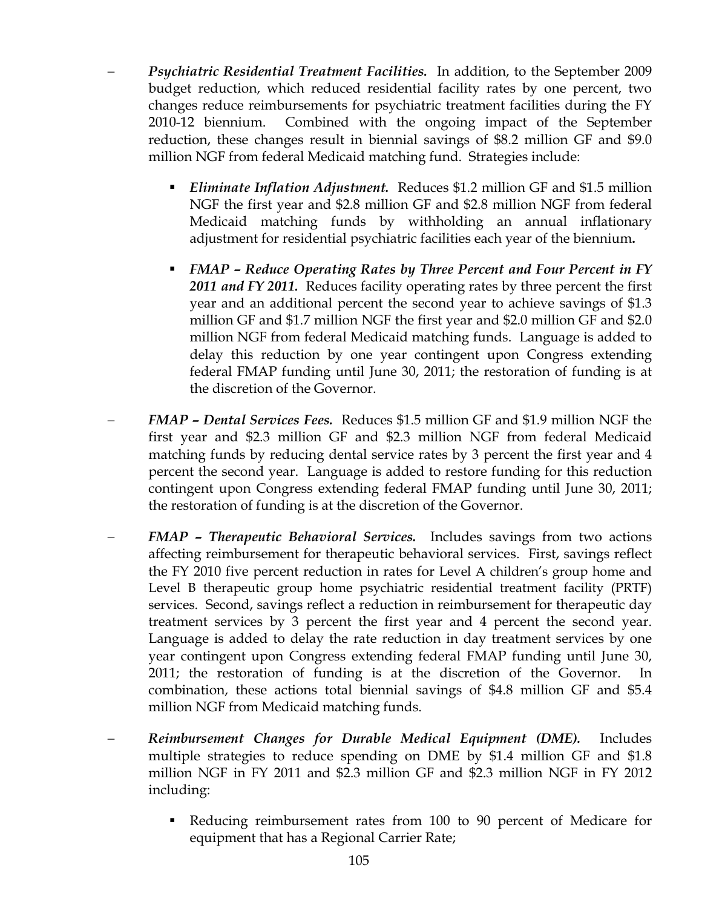- ***Psychiatric Residential Treatment Facilities.*** In addition, to the September 2009 budget reduction, which reduced residential facility rates by one percent, two changes reduce reimbursements for psychiatric treatment facilities during the FY 2010-12 biennium. Combined with the ongoing impact of the September reduction, these changes result in biennial savings of $8.2 million GF and $9.0 million NGF from federal Medicaid matching fund. Strategies include:

  - ***Eliminate Inflation Adjustment.*** Reduces $1.2 million GF and $1.5 million NGF the first year and $2.8 million GF and $2.8 million NGF from federal Medicaid matching funds by withholding an annual inflationary adjustment for residential psychiatric facilities each year of the biennium**.**

  - ***FMAP – Reduce Operating Rates by Three Percent and Four Percent in FY 2011 and FY 2011.*** Reduces facility operating rates by three percent the first year and an additional percent the second year to achieve savings of $1.3 million GF and $1.7 million NGF the first year and $2.0 million GF and $2.0 million NGF from federal Medicaid matching funds. Language is added to delay this reduction by one year contingent upon Congress extending federal FMAP funding until June 30, 2011; the restoration of funding is at the discretion of the Governor.

- ***FMAP – Dental Services Fees.*** Reduces $1.5 million GF and $1.9 million NGF the first year and $2.3 million GF and $2.3 million NGF from federal Medicaid matching funds by reducing dental service rates by 3 percent the first year and 4 percent the second year. Language is added to restore funding for this reduction contingent upon Congress extending federal FMAP funding until June 30, 2011; the restoration of funding is at the discretion of the Governor.

- ***FMAP – Therapeutic Behavioral Services.*** Includes savings from two actions affecting reimbursement for therapeutic behavioral services. First, savings reflect the FY 2010 five percent reduction in rates for Level A children's group home and Level B therapeutic group home psychiatric residential treatment facility (PRTF) services. Second, savings reflect a reduction in reimbursement for therapeutic day treatment services by 3 percent the first year and 4 percent the second year. Language is added to delay the rate reduction in day treatment services by one year contingent upon Congress extending federal FMAP funding until June 30, 2011; the restoration of funding is at the discretion of the Governor. In combination, these actions total biennial savings of $4.8 million GF and $5.4 million NGF from Medicaid matching funds.

- ***Reimbursement Changes for Durable Medical Equipment (DME).*** Includes multiple strategies to reduce spending on DME by $1.4 million GF and $1.8 million NGF in FY 2011 and $2.3 million GF and $2.3 million NGF in FY 2012 including:

  - Reducing reimbursement rates from 100 to 90 percent of Medicare for equipment that has a Regional Carrier Rate;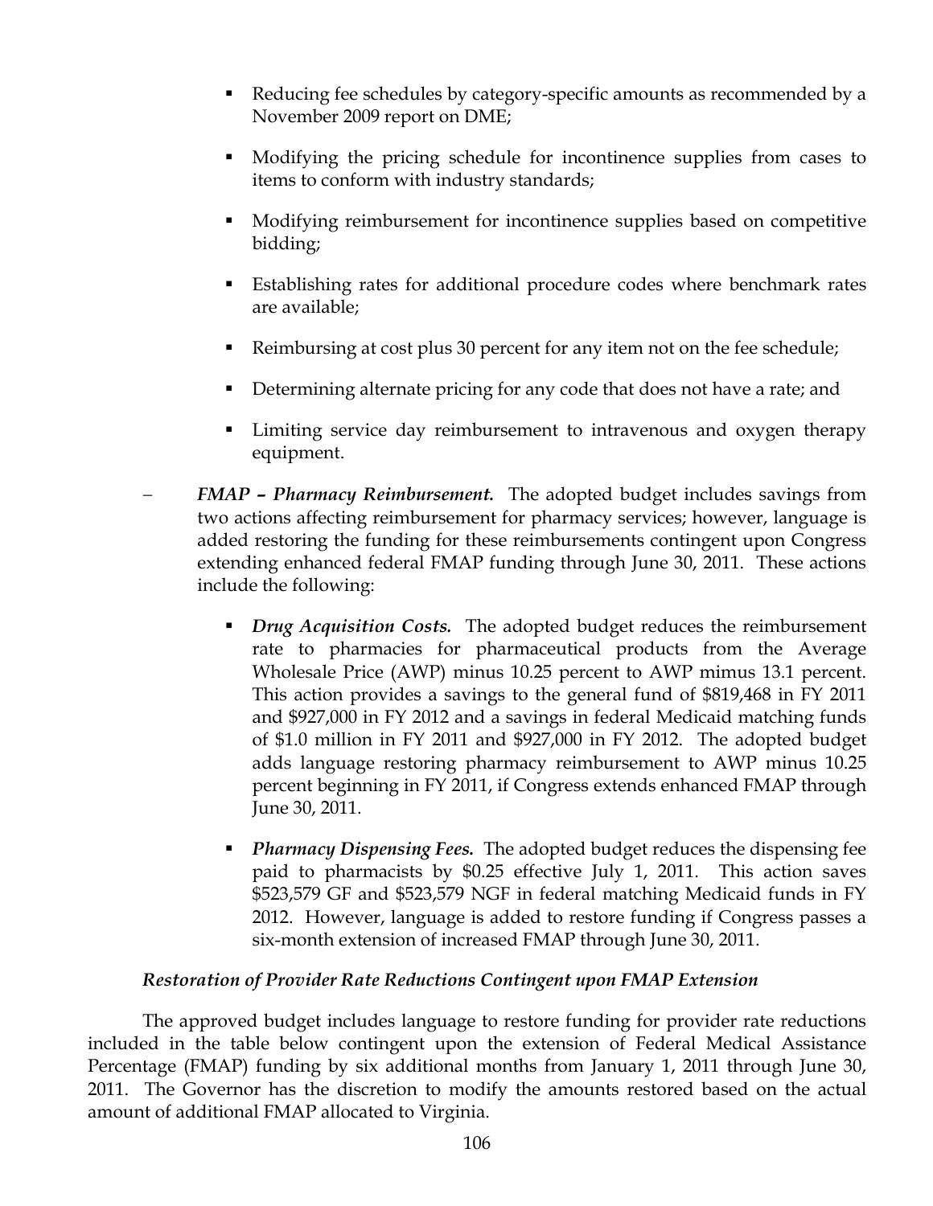- Reducing fee schedules by category-specific amounts as recommended by a November 2009 report on DME;
- Modifying the pricing schedule for incontinence supplies from cases to items to conform with industry standards;
- Modifying reimbursement for incontinence supplies based on competitive bidding;
- Establishing rates for additional procedure codes where benchmark rates are available;
- Reimbursing at cost plus 30 percent for any item not on the fee schedule;
- Determining alternate pricing for any code that does not have a rate; and
- Limiting service day reimbursement to intravenous and oxygen therapy equipment.

– ***FMAP – Pharmacy Reimbursement.*** The adopted budget includes savings from two actions affecting reimbursement for pharmacy services; however, language is added restoring the funding for these reimbursements contingent upon Congress extending enhanced federal FMAP funding through June 30, 2011. These actions include the following:

  - ***Drug Acquisition Costs.*** The adopted budget reduces the reimbursement rate to pharmacies for pharmaceutical products from the Average Wholesale Price (AWP) minus 10.25 percent to AWP mimus 13.1 percent. This action provides a savings to the general fund of $819,468 in FY 2011 and $927,000 in FY 2012 and a savings in federal Medicaid matching funds of $1.0 million in FY 2011 and $927,000 in FY 2012. The adopted budget adds language restoring pharmacy reimbursement to AWP minus 10.25 percent beginning in FY 2011, if Congress extends enhanced FMAP through June 30, 2011.
  - ***Pharmacy Dispensing Fees.*** The adopted budget reduces the dispensing fee paid to pharmacists by $0.25 effective July 1, 2011. This action saves $523,579 GF and $523,579 NGF in federal matching Medicaid funds in FY 2012. However, language is added to restore funding if Congress passes a six-month extension of increased FMAP through June 30, 2011.

***Restoration of Provider Rate Reductions Contingent upon FMAP Extension***

The approved budget includes language to restore funding for provider rate reductions included in the table below contingent upon the extension of Federal Medical Assistance Percentage (FMAP) funding by six additional months from January 1, 2011 through June 30, 2011. The Governor has the discretion to modify the amounts restored based on the actual amount of additional FMAP allocated to Virginia.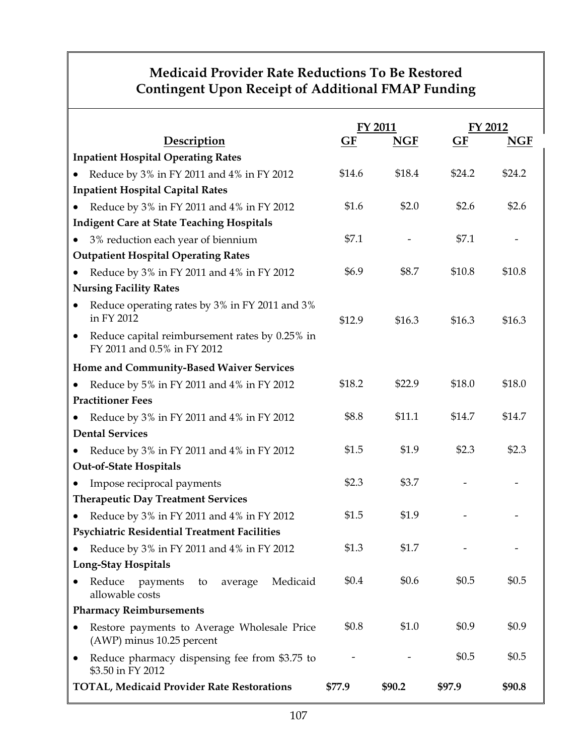## Medicaid Provider Rate Reductions To Be Restored Contingent Upon Receipt of Additional FMAP Funding

| | FY 2011 | | FY 2012 | |
|---|---|---|---|---|
| **Description** | **GF** | **NGF** | **GF** | **NGF** |
| **Inpatient Hospital Operating Rates** | | | | |
| • Reduce by 3% in FY 2011 and 4% in FY 2012 | $14.6 | $18.4 | $24.2 | $24.2 |
| **Inpatient Hospital Capital Rates** | | | | |
| • Reduce by 3% in FY 2011 and 4% in FY 2012 | $1.6 | $2.0 | $2.6 | $2.6 |
| **Indigent Care at State Teaching Hospitals** | | | | |
| • 3% reduction each year of biennium | $7.1 | - | $7.1 | - |
| **Outpatient Hospital Operating Rates** | | | | |
| • Reduce by 3% in FY 2011 and 4% in FY 2012 | $6.9 | $8.7 | $10.8 | $10.8 |
| **Nursing Facility Rates** | | | | |
| • Reduce operating rates by 3% in FY 2011 and 3% in FY 2012<br>• Reduce capital reimbursement rates by 0.25% in FY 2011 and 0.5% in FY 2012 | $12.9 | $16.3 | $16.3 | $16.3 |
| **Home and Community-Based Waiver Services** | | | | |
| • Reduce by 5% in FY 2011 and 4% in FY 2012 | $18.2 | $22.9 | $18.0 | $18.0 |
| **Practitioner Fees** | | | | |
| • Reduce by 3% in FY 2011 and 4% in FY 2012 | $8.8 | $11.1 | $14.7 | $14.7 |
| **Dental Services** | | | | |
| • Reduce by 3% in FY 2011 and 4% in FY 2012 | $1.5 | $1.9 | $2.3 | $2.3 |
| **Out-of-State Hospitals** | | | | |
| • Impose reciprocal payments | $2.3 | $3.7 | - | - |
| **Therapeutic Day Treatment Services** | | | | |
| • Reduce by 3% in FY 2011 and 4% in FY 2012 | $1.5 | $1.9 | - | - |
| **Psychiatric Residential Treatment Facilities** | | | | |
| • Reduce by 3% in FY 2011 and 4% in FY 2012 | $1.3 | $1.7 | - | - |
| **Long-Stay Hospitals** | | | | |
| • Reduce payments to average Medicaid allowable costs | $0.4 | $0.6 | $0.5 | $0.5 |
| **Pharmacy Reimbursements** | | | | |
| • Restore payments to Average Wholesale Price (AWP) minus 10.25 percent | $0.8 | $1.0 | $0.9 | $0.9 |
| • Reduce pharmacy dispensing fee from $3.75 to $3.50 in FY 2012 | - | - | $0.5 | $0.5 |
| **TOTAL, Medicaid Provider Rate Restorations** | **$77.9** | **$90.2** | **$97.9** | **$90.8** |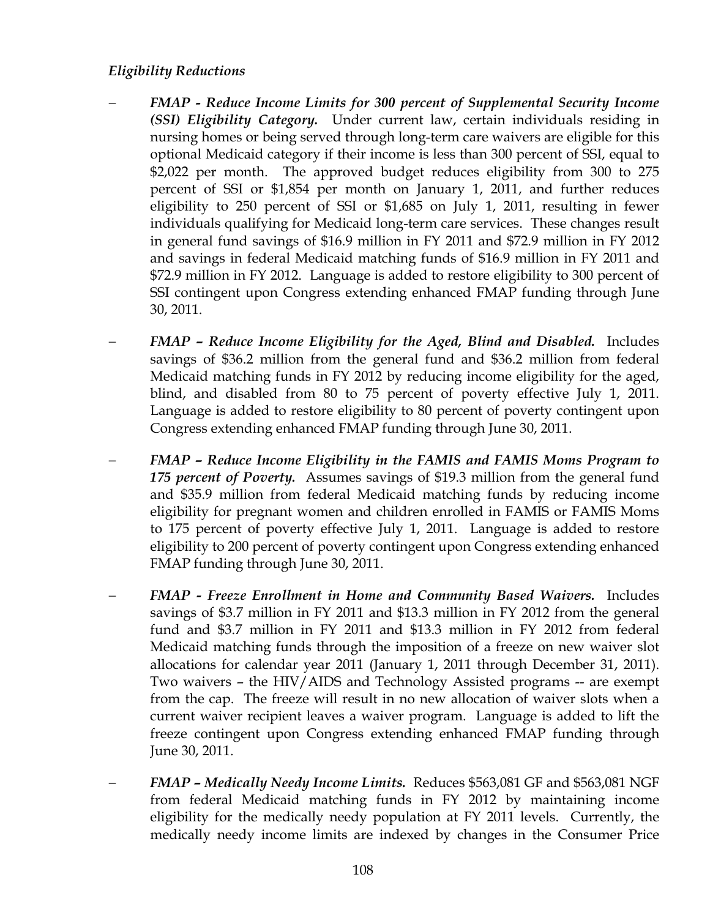*Eligibility Reductions*

- ***FMAP - Reduce Income Limits for 300 percent of Supplemental Security Income (SSI) Eligibility Category.*** Under current law, certain individuals residing in nursing homes or being served through long-term care waivers are eligible for this optional Medicaid category if their income is less than 300 percent of SSI, equal to $2,022 per month. The approved budget reduces eligibility from 300 to 275 percent of SSI or $1,854 per month on January 1, 2011, and further reduces eligibility to 250 percent of SSI or $1,685 on July 1, 2011, resulting in fewer individuals qualifying for Medicaid long-term care services. These changes result in general fund savings of $16.9 million in FY 2011 and $72.9 million in FY 2012 and savings in federal Medicaid matching funds of $16.9 million in FY 2011 and $72.9 million in FY 2012. Language is added to restore eligibility to 300 percent of SSI contingent upon Congress extending enhanced FMAP funding through June 30, 2011.

- ***FMAP – Reduce Income Eligibility for the Aged, Blind and Disabled.*** Includes savings of $36.2 million from the general fund and $36.2 million from federal Medicaid matching funds in FY 2012 by reducing income eligibility for the aged, blind, and disabled from 80 to 75 percent of poverty effective July 1, 2011. Language is added to restore eligibility to 80 percent of poverty contingent upon Congress extending enhanced FMAP funding through June 30, 2011.

- ***FMAP – Reduce Income Eligibility in the FAMIS and FAMIS Moms Program to 175 percent of Poverty.*** Assumes savings of $19.3 million from the general fund and $35.9 million from federal Medicaid matching funds by reducing income eligibility for pregnant women and children enrolled in FAMIS or FAMIS Moms to 175 percent of poverty effective July 1, 2011. Language is added to restore eligibility to 200 percent of poverty contingent upon Congress extending enhanced FMAP funding through June 30, 2011.

- ***FMAP - Freeze Enrollment in Home and Community Based Waivers.*** Includes savings of $3.7 million in FY 2011 and $13.3 million in FY 2012 from the general fund and $3.7 million in FY 2011 and $13.3 million in FY 2012 from federal Medicaid matching funds through the imposition of a freeze on new waiver slot allocations for calendar year 2011 (January 1, 2011 through December 31, 2011). Two waivers – the HIV/AIDS and Technology Assisted programs -- are exempt from the cap. The freeze will result in no new allocation of waiver slots when a current waiver recipient leaves a waiver program. Language is added to lift the freeze contingent upon Congress extending enhanced FMAP funding through June 30, 2011.

- ***FMAP – Medically Needy Income Limits.*** Reduces $563,081 GF and $563,081 NGF from federal Medicaid matching funds in FY 2012 by maintaining income eligibility for the medically needy population at FY 2011 levels. Currently, the medically needy income limits are indexed by changes in the Consumer Price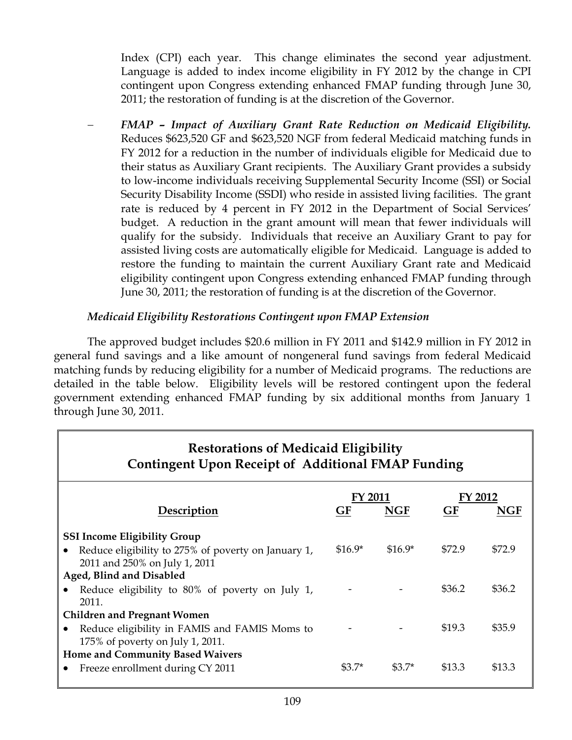Index (CPI) each year. This change eliminates the second year adjustment. Language is added to index income eligibility in FY 2012 by the change in CPI contingent upon Congress extending enhanced FMAP funding through June 30, 2011; the restoration of funding is at the discretion of the Governor.

– ***FMAP – Impact of Auxiliary Grant Rate Reduction on Medicaid Eligibility.*** Reduces $623,520 GF and $623,520 NGF from federal Medicaid matching funds in FY 2012 for a reduction in the number of individuals eligible for Medicaid due to their status as Auxiliary Grant recipients. The Auxiliary Grant provides a subsidy to low-income individuals receiving Supplemental Security Income (SSI) or Social Security Disability Income (SSDI) who reside in assisted living facilities. The grant rate is reduced by 4 percent in FY 2012 in the Department of Social Services' budget. A reduction in the grant amount will mean that fewer individuals will qualify for the subsidy. Individuals that receive an Auxiliary Grant to pay for assisted living costs are automatically eligible for Medicaid. Language is added to restore the funding to maintain the current Auxiliary Grant rate and Medicaid eligibility contingent upon Congress extending enhanced FMAP funding through June 30, 2011; the restoration of funding is at the discretion of the Governor.

*Medicaid Eligibility Restorations Contingent upon FMAP Extension*

The approved budget includes $20.6 million in FY 2011 and $142.9 million in FY 2012 in general fund savings and a like amount of nongeneral fund savings from federal Medicaid matching funds by reducing eligibility for a number of Medicaid programs. The reductions are detailed in the table below. Eligibility levels will be restored contingent upon the federal government extending enhanced FMAP funding by six additional months from January 1 through June 30, 2011.

**Restorations of Medicaid Eligibility**
**Contingent Upon Receipt of Additional FMAP Funding**

| Description | FY 2011 | | FY 2012 | |
|---|---|---|---|---|
| | GF | NGF | GF | NGF |
| **SSI Income Eligibility Group** | | | | |
| • Reduce eligibility to 275% of poverty on January 1, 2011 and 250% on July 1, 2011 | $16.9* | $16.9* | $72.9 | $72.9 |
| **Aged, Blind and Disabled** | | | | |
| • Reduce eligibility to 80% of poverty on July 1, 2011. | - | - | $36.2 | $36.2 |
| **Children and Pregnant Women** | | | | |
| • Reduce eligibility in FAMIS and FAMIS Moms to 175% of poverty on July 1, 2011. | - | - | $19.3 | $35.9 |
| **Home and Community Based Waivers** | | | | |
| • Freeze enrollment during CY 2011 | $3.7* | $3.7* | $13.3 | $13.3 |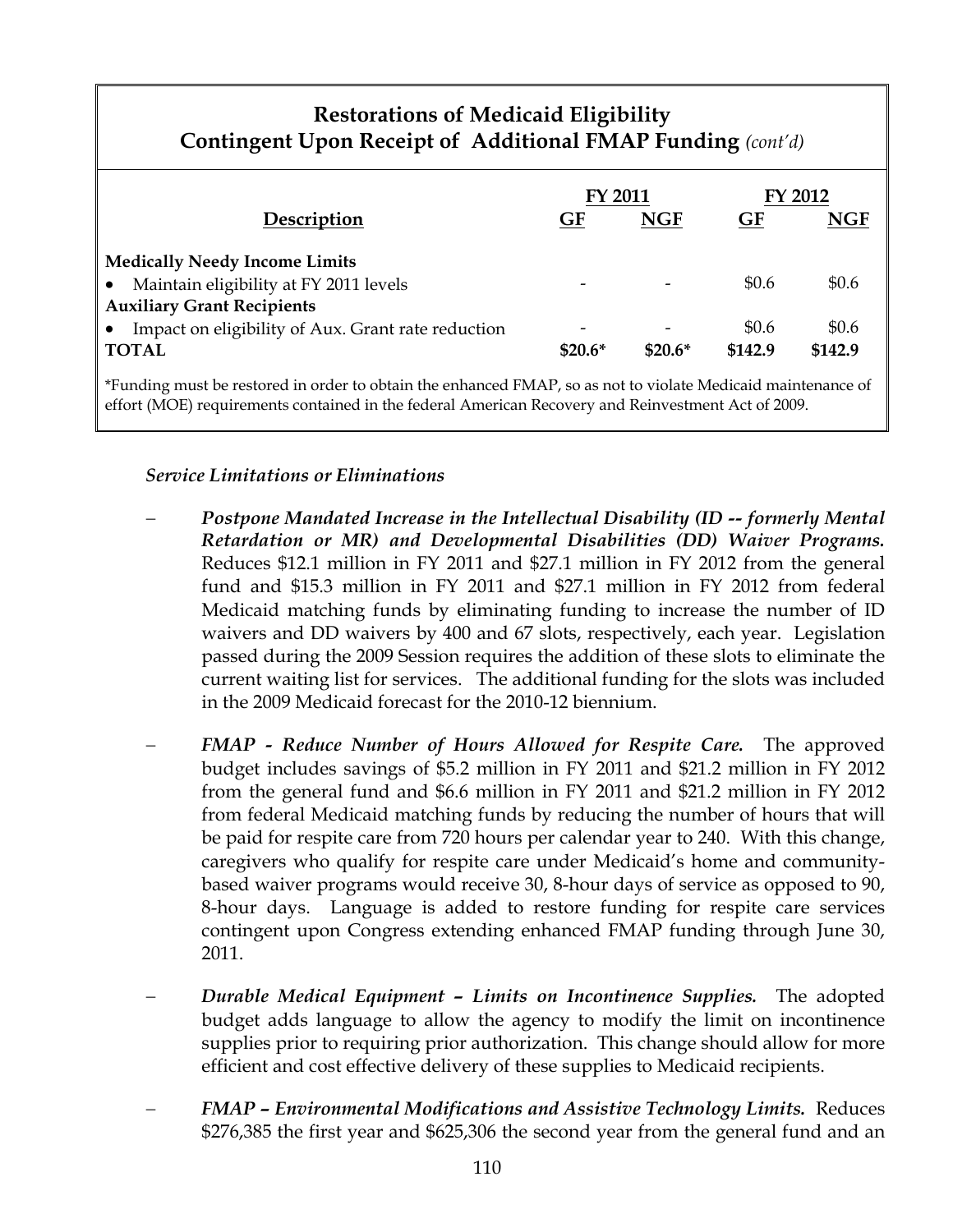## Restorations of Medicaid Eligibility Contingent Upon Receipt of Additional FMAP Funding *(cont'd)*

| Description | FY 2011 GF | FY 2011 NGF | FY 2012 GF | FY 2012 NGF |
|---|---|---|---|---|
| **Medically Needy Income Limits** | | | | |
| • Maintain eligibility at FY 2011 levels | - | - | $0.6 | $0.6 |
| **Auxiliary Grant Recipients** | | | | |
| • Impact on eligibility of Aux. Grant rate reduction | - | - | $0.6 | $0.6 |
| **TOTAL** | **$20.6*** | **$20.6*** | **$142.9** | **$142.9** |

*Funding must be restored in order to obtain the enhanced FMAP, so as not to violate Medicaid maintenance of effort (MOE) requirements contained in the federal American Recovery and Reinvestment Act of 2009.

*Service Limitations or Eliminations*

- ***Postpone Mandated Increase in the Intellectual Disability (ID -- formerly Mental Retardation or MR) and Developmental Disabilities (DD) Waiver Programs.*** Reduces $12.1 million in FY 2011 and $27.1 million in FY 2012 from the general fund and $15.3 million in FY 2011 and $27.1 million in FY 2012 from federal Medicaid matching funds by eliminating funding to increase the number of ID waivers and DD waivers by 400 and 67 slots, respectively, each year. Legislation passed during the 2009 Session requires the addition of these slots to eliminate the current waiting list for services. The additional funding for the slots was included in the 2009 Medicaid forecast for the 2010-12 biennium.

- ***FMAP - Reduce Number of Hours Allowed for Respite Care.*** The approved budget includes savings of $5.2 million in FY 2011 and $21.2 million in FY 2012 from the general fund and $6.6 million in FY 2011 and $21.2 million in FY 2012 from federal Medicaid matching funds by reducing the number of hours that will be paid for respite care from 720 hours per calendar year to 240. With this change, caregivers who qualify for respite care under Medicaid's home and community-based waiver programs would receive 30, 8-hour days of service as opposed to 90, 8-hour days. Language is added to restore funding for respite care services contingent upon Congress extending enhanced FMAP funding through June 30, 2011.

- ***Durable Medical Equipment – Limits on Incontinence Supplies.*** The adopted budget adds language to allow the agency to modify the limit on incontinence supplies prior to requiring prior authorization. This change should allow for more efficient and cost effective delivery of these supplies to Medicaid recipients.

- ***FMAP – Environmental Modifications and Assistive Technology Limits.*** Reduces $276,385 the first year and $625,306 the second year from the general fund and an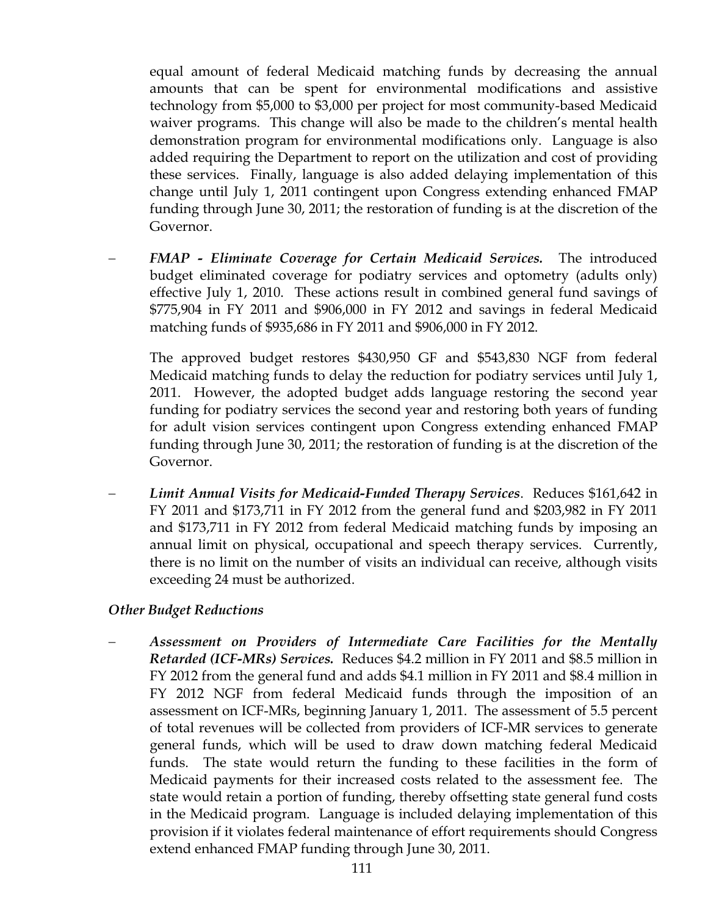equal amount of federal Medicaid matching funds by decreasing the annual amounts that can be spent for environmental modifications and assistive technology from $5,000 to $3,000 per project for most community-based Medicaid waiver programs. This change will also be made to the children's mental health demonstration program for environmental modifications only. Language is also added requiring the Department to report on the utilization and cost of providing these services. Finally, language is also added delaying implementation of this change until July 1, 2011 contingent upon Congress extending enhanced FMAP funding through June 30, 2011; the restoration of funding is at the discretion of the Governor.

- ***FMAP - Eliminate Coverage for Certain Medicaid Services.*** The introduced budget eliminated coverage for podiatry services and optometry (adults only) effective July 1, 2010. These actions result in combined general fund savings of $775,904 in FY 2011 and $906,000 in FY 2012 and savings in federal Medicaid matching funds of $935,686 in FY 2011 and $906,000 in FY 2012.

  The approved budget restores $430,950 GF and $543,830 NGF from federal Medicaid matching funds to delay the reduction for podiatry services until July 1, 2011. However, the adopted budget adds language restoring the second year funding for podiatry services the second year and restoring both years of funding for adult vision services contingent upon Congress extending enhanced FMAP funding through June 30, 2011; the restoration of funding is at the discretion of the Governor.

- ***Limit Annual Visits for Medicaid-Funded Therapy Services***. Reduces $161,642 in FY 2011 and $173,711 in FY 2012 from the general fund and $203,982 in FY 2011 and $173,711 in FY 2012 from federal Medicaid matching funds by imposing an annual limit on physical, occupational and speech therapy services. Currently, there is no limit on the number of visits an individual can receive, although visits exceeding 24 must be authorized.

*Other Budget Reductions*

- ***Assessment on Providers of Intermediate Care Facilities for the Mentally Retarded (ICF-MRs) Services.*** Reduces $4.2 million in FY 2011 and $8.5 million in FY 2012 from the general fund and adds $4.1 million in FY 2011 and $8.4 million in FY 2012 NGF from federal Medicaid funds through the imposition of an assessment on ICF-MRs, beginning January 1, 2011. The assessment of 5.5 percent of total revenues will be collected from providers of ICF-MR services to generate general funds, which will be used to draw down matching federal Medicaid funds. The state would return the funding to these facilities in the form of Medicaid payments for their increased costs related to the assessment fee. The state would retain a portion of funding, thereby offsetting state general fund costs in the Medicaid program. Language is included delaying implementation of this provision if it violates federal maintenance of effort requirements should Congress extend enhanced FMAP funding through June 30, 2011.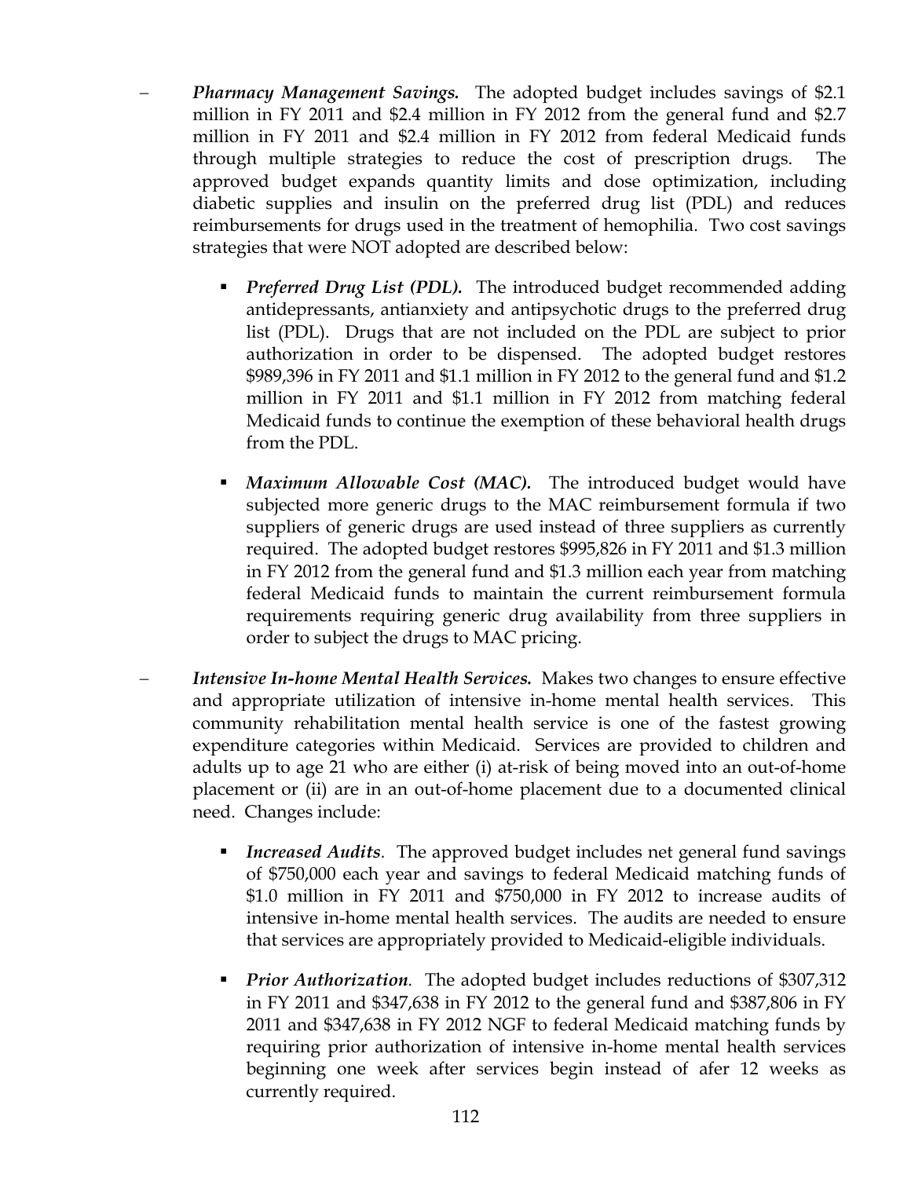- ***Pharmacy Management Savings.*** The adopted budget includes savings of $2.1 million in FY 2011 and $2.4 million in FY 2012 from the general fund and $2.7 million in FY 2011 and $2.4 million in FY 2012 from federal Medicaid funds through multiple strategies to reduce the cost of prescription drugs. The approved budget expands quantity limits and dose optimization, including diabetic supplies and insulin on the preferred drug list (PDL) and reduces reimbursements for drugs used in the treatment of hemophilia. Two cost savings strategies that were NOT adopted are described below:

  - ***Preferred Drug List (PDL).*** The introduced budget recommended adding antidepressants, antianxiety and antipsychotic drugs to the preferred drug list (PDL). Drugs that are not included on the PDL are subject to prior authorization in order to be dispensed. The adopted budget restores $989,396 in FY 2011 and $1.1 million in FY 2012 to the general fund and $1.2 million in FY 2011 and $1.1 million in FY 2012 from matching federal Medicaid funds to continue the exemption of these behavioral health drugs from the PDL.

  - ***Maximum Allowable Cost (MAC).*** The introduced budget would have subjected more generic drugs to the MAC reimbursement formula if two suppliers of generic drugs are used instead of three suppliers as currently required. The adopted budget restores $995,826 in FY 2011 and $1.3 million in FY 2012 from the general fund and $1.3 million each year from matching federal Medicaid funds to maintain the current reimbursement formula requirements requiring generic drug availability from three suppliers in order to subject the drugs to MAC pricing.

- ***Intensive In-home Mental Health Services.*** Makes two changes to ensure effective and appropriate utilization of intensive in-home mental health services. This community rehabilitation mental health service is one of the fastest growing expenditure categories within Medicaid. Services are provided to children and adults up to age 21 who are either (i) at-risk of being moved into an out-of-home placement or (ii) are in an out-of-home placement due to a documented clinical need. Changes include:

  - ***Increased Audits***. The approved budget includes net general fund savings of $750,000 each year and savings to federal Medicaid matching funds of $1.0 million in FY 2011 and $750,000 in FY 2012 to increase audits of intensive in-home mental health services. The audits are needed to ensure that services are appropriately provided to Medicaid-eligible individuals.

  - ***Prior Authorization***. The adopted budget includes reductions of $307,312 in FY 2011 and $347,638 in FY 2012 to the general fund and $387,806 in FY 2011 and $347,638 in FY 2012 NGF to federal Medicaid matching funds by requiring prior authorization of intensive in-home mental health services beginning one week after services begin instead of afer 12 weeks as currently required.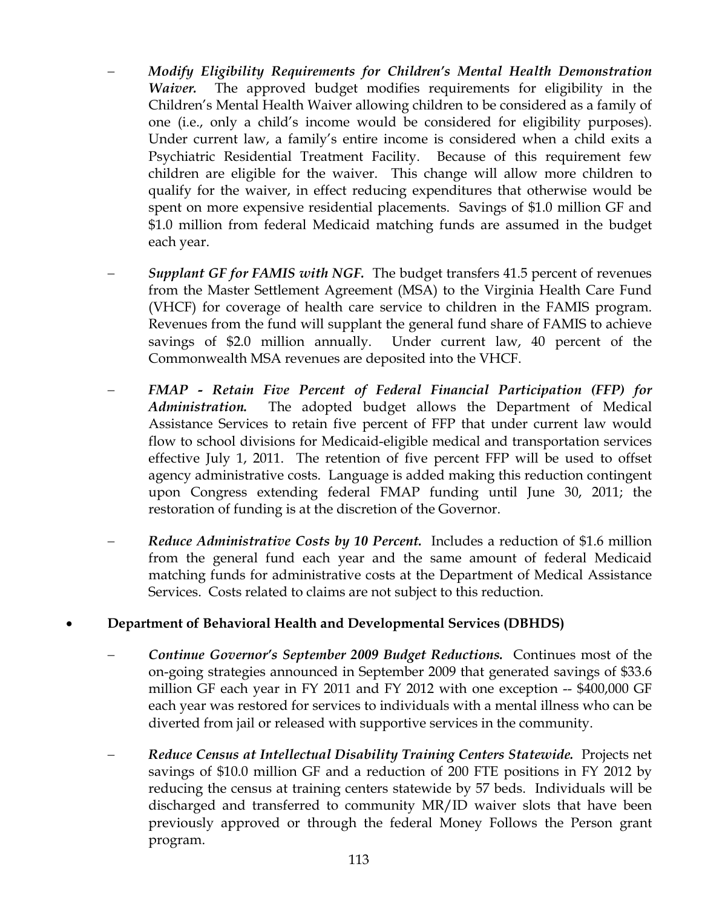- ***Modify Eligibility Requirements for Children's Mental Health Demonstration Waiver.*** The approved budget modifies requirements for eligibility in the Children's Mental Health Waiver allowing children to be considered as a family of one (i.e., only a child's income would be considered for eligibility purposes). Under current law, a family's entire income is considered when a child exits a Psychiatric Residential Treatment Facility. Because of this requirement few children are eligible for the waiver. This change will allow more children to qualify for the waiver, in effect reducing expenditures that otherwise would be spent on more expensive residential placements. Savings of $1.0 million GF and $1.0 million from federal Medicaid matching funds are assumed in the budget each year.

- ***Supplant GF for FAMIS with NGF.*** The budget transfers 41.5 percent of revenues from the Master Settlement Agreement (MSA) to the Virginia Health Care Fund (VHCF) for coverage of health care service to children in the FAMIS program. Revenues from the fund will supplant the general fund share of FAMIS to achieve savings of $2.0 million annually. Under current law, 40 percent of the Commonwealth MSA revenues are deposited into the VHCF.

- ***FMAP - Retain Five Percent of Federal Financial Participation (FFP) for Administration.*** The adopted budget allows the Department of Medical Assistance Services to retain five percent of FFP that under current law would flow to school divisions for Medicaid-eligible medical and transportation services effective July 1, 2011. The retention of five percent FFP will be used to offset agency administrative costs. Language is added making this reduction contingent upon Congress extending federal FMAP funding until June 30, 2011; the restoration of funding is at the discretion of the Governor.

- ***Reduce Administrative Costs by 10 Percent.*** Includes a reduction of $1.6 million from the general fund each year and the same amount of federal Medicaid matching funds for administrative costs at the Department of Medical Assistance Services. Costs related to claims are not subject to this reduction.

- **Department of Behavioral Health and Developmental Services (DBHDS)**

  - ***Continue Governor's September 2009 Budget Reductions.*** Continues most of the on-going strategies announced in September 2009 that generated savings of $33.6 million GF each year in FY 2011 and FY 2012 with one exception -- $400,000 GF each year was restored for services to individuals with a mental illness who can be diverted from jail or released with supportive services in the community.

  - ***Reduce Census at Intellectual Disability Training Centers Statewide.*** Projects net savings of $10.0 million GF and a reduction of 200 FTE positions in FY 2012 by reducing the census at training centers statewide by 57 beds. Individuals will be discharged and transferred to community MR/ID waiver slots that have been previously approved or through the federal Money Follows the Person grant program.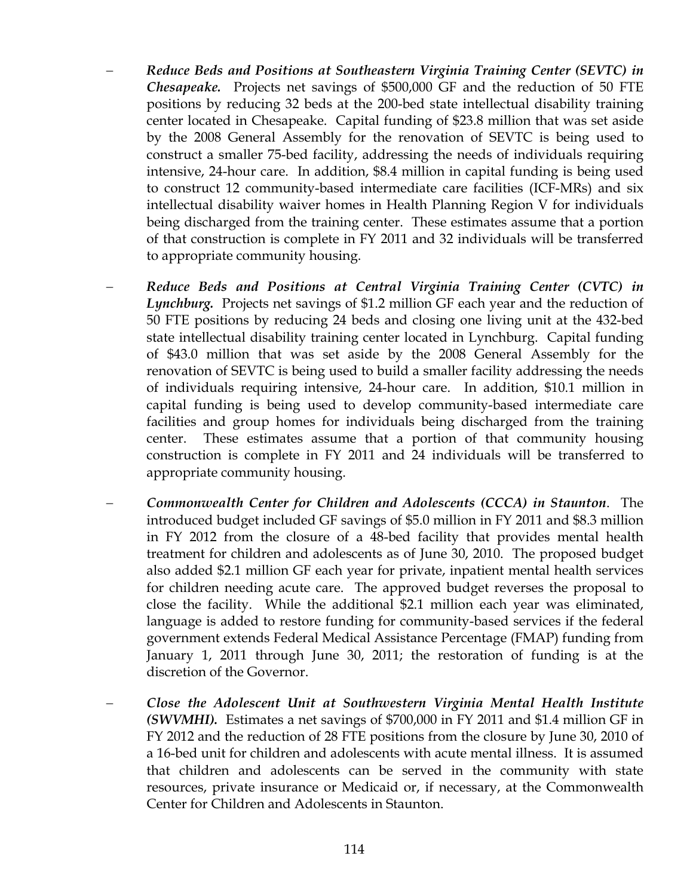- ***Reduce Beds and Positions at Southeastern Virginia Training Center (SEVTC) in Chesapeake.*** Projects net savings of $500,000 GF and the reduction of 50 FTE positions by reducing 32 beds at the 200-bed state intellectual disability training center located in Chesapeake. Capital funding of $23.8 million that was set aside by the 2008 General Assembly for the renovation of SEVTC is being used to construct a smaller 75-bed facility, addressing the needs of individuals requiring intensive, 24-hour care. In addition, $8.4 million in capital funding is being used to construct 12 community-based intermediate care facilities (ICF-MRs) and six intellectual disability waiver homes in Health Planning Region V for individuals being discharged from the training center. These estimates assume that a portion of that construction is complete in FY 2011 and 32 individuals will be transferred to appropriate community housing.

- ***Reduce Beds and Positions at Central Virginia Training Center (CVTC) in Lynchburg.*** Projects net savings of $1.2 million GF each year and the reduction of 50 FTE positions by reducing 24 beds and closing one living unit at the 432-bed state intellectual disability training center located in Lynchburg. Capital funding of $43.0 million that was set aside by the 2008 General Assembly for the renovation of SEVTC is being used to build a smaller facility addressing the needs of individuals requiring intensive, 24-hour care. In addition, $10.1 million in capital funding is being used to develop community-based intermediate care facilities and group homes for individuals being discharged from the training center. These estimates assume that a portion of that community housing construction is complete in FY 2011 and 24 individuals will be transferred to appropriate community housing.

- ***Commonwealth Center for Children and Adolescents (CCCA) in Staunton*.** The introduced budget included GF savings of $5.0 million in FY 2011 and $8.3 million in FY 2012 from the closure of a 48-bed facility that provides mental health treatment for children and adolescents as of June 30, 2010. The proposed budget also added $2.1 million GF each year for private, inpatient mental health services for children needing acute care. The approved budget reverses the proposal to close the facility. While the additional $2.1 million each year was eliminated, language is added to restore funding for community-based services if the federal government extends Federal Medical Assistance Percentage (FMAP) funding from January 1, 2011 through June 30, 2011; the restoration of funding is at the discretion of the Governor.

- ***Close the Adolescent Unit at Southwestern Virginia Mental Health Institute (SWVMHI).*** Estimates a net savings of $700,000 in FY 2011 and $1.4 million GF in FY 2012 and the reduction of 28 FTE positions from the closure by June 30, 2010 of a 16-bed unit for children and adolescents with acute mental illness. It is assumed that children and adolescents can be served in the community with state resources, private insurance or Medicaid or, if necessary, at the Commonwealth Center for Children and Adolescents in Staunton.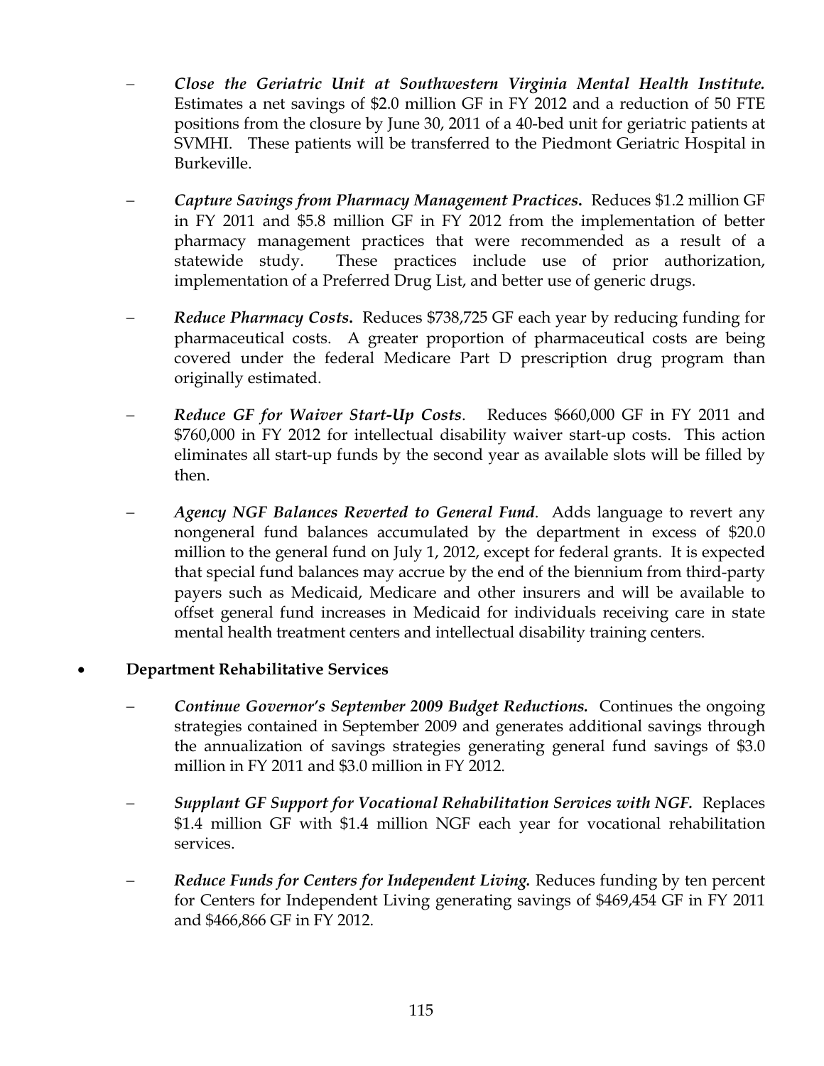- ***Close the Geriatric Unit at Southwestern Virginia Mental Health Institute.*** Estimates a net savings of $2.0 million GF in FY 2012 and a reduction of 50 FTE positions from the closure by June 30, 2011 of a 40-bed unit for geriatric patients at SVMHI. These patients will be transferred to the Piedmont Geriatric Hospital in Burkeville.

- ***Capture Savings from Pharmacy Management Practices.*** Reduces $1.2 million GF in FY 2011 and $5.8 million GF in FY 2012 from the implementation of better pharmacy management practices that were recommended as a result of a statewide study. These practices include use of prior authorization, implementation of a Preferred Drug List, and better use of generic drugs.

- ***Reduce Pharmacy Costs.*** Reduces $738,725 GF each year by reducing funding for pharmaceutical costs. A greater proportion of pharmaceutical costs are being covered under the federal Medicare Part D prescription drug program than originally estimated.

- ***Reduce GF for Waiver Start-Up Costs***. Reduces $660,000 GF in FY 2011 and $760,000 in FY 2012 for intellectual disability waiver start-up costs. This action eliminates all start-up funds by the second year as available slots will be filled by then.

- ***Agency NGF Balances Reverted to General Fund***. Adds language to revert any nongeneral fund balances accumulated by the department in excess of $20.0 million to the general fund on July 1, 2012, except for federal grants. It is expected that special fund balances may accrue by the end of the biennium from third-party payers such as Medicaid, Medicare and other insurers and will be available to offset general fund increases in Medicaid for individuals receiving care in state mental health treatment centers and intellectual disability training centers.

- **Department Rehabilitative Services**

  - ***Continue Governor's September 2009 Budget Reductions.*** Continues the ongoing strategies contained in September 2009 and generates additional savings through the annualization of savings strategies generating general fund savings of $3.0 million in FY 2011 and $3.0 million in FY 2012.

  - ***Supplant GF Support for Vocational Rehabilitation Services with NGF.*** Replaces $1.4 million GF with $1.4 million NGF each year for vocational rehabilitation services.

  - ***Reduce Funds for Centers for Independent Living.*** Reduces funding by ten percent for Centers for Independent Living generating savings of $469,454 GF in FY 2011 and $466,866 GF in FY 2012.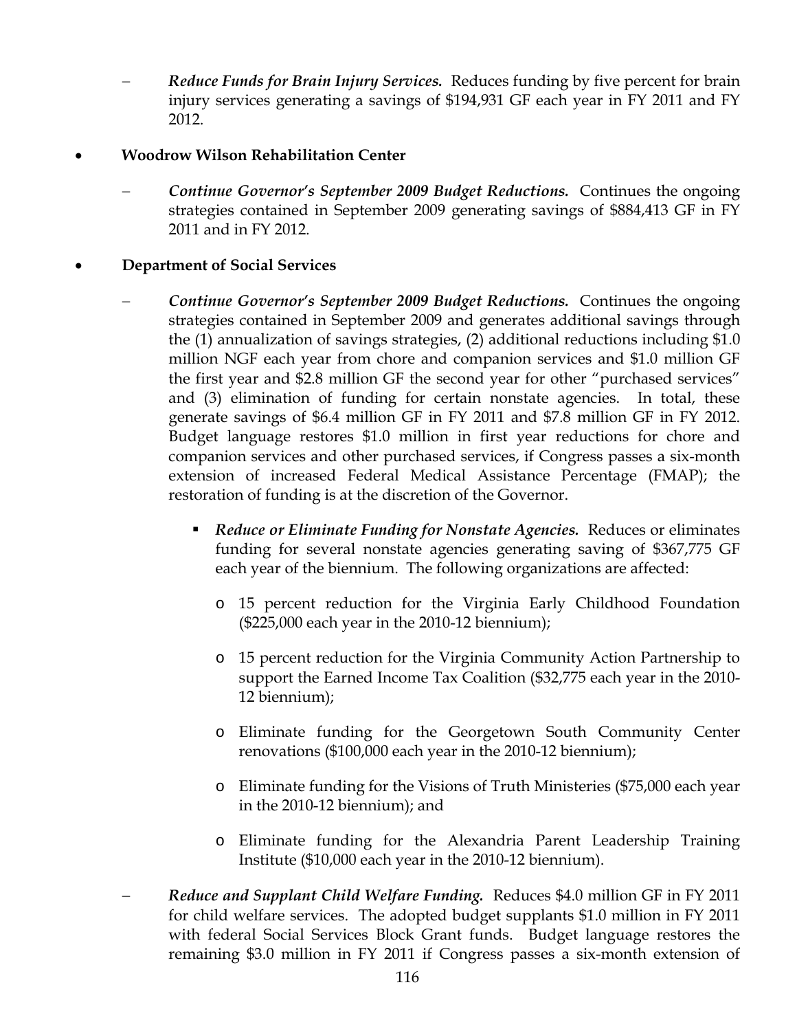- ***Reduce Funds for Brain Injury Services.*** Reduces funding by five percent for brain injury services generating a savings of $194,931 GF each year in FY 2011 and FY 2012.

- **Woodrow Wilson Rehabilitation Center**

  - ***Continue Governor's September 2009 Budget Reductions.*** Continues the ongoing strategies contained in September 2009 generating savings of $884,413 GF in FY 2011 and in FY 2012.

- **Department of Social Services**

  - ***Continue Governor's September 2009 Budget Reductions.*** Continues the ongoing strategies contained in September 2009 and generates additional savings through the (1) annualization of savings strategies, (2) additional reductions including $1.0 million NGF each year from chore and companion services and $1.0 million GF the first year and $2.8 million GF the second year for other "purchased services" and (3) elimination of funding for certain nonstate agencies. In total, these generate savings of $6.4 million GF in FY 2011 and $7.8 million GF in FY 2012. Budget language restores $1.0 million in first year reductions for chore and companion services and other purchased services, if Congress passes a six-month extension of increased Federal Medical Assistance Percentage (FMAP); the restoration of funding is at the discretion of the Governor.

    - ***Reduce or Eliminate Funding for Nonstate Agencies.*** Reduces or eliminates funding for several nonstate agencies generating saving of $367,775 GF each year of the biennium. The following organizations are affected:

      - 15 percent reduction for the Virginia Early Childhood Foundation ($225,000 each year in the 2010-12 biennium);
      - 15 percent reduction for the Virginia Community Action Partnership to support the Earned Income Tax Coalition ($32,775 each year in the 2010-12 biennium);
      - Eliminate funding for the Georgetown South Community Center renovations ($100,000 each year in the 2010-12 biennium);
      - Eliminate funding for the Visions of Truth Ministeries ($75,000 each year in the 2010-12 biennium); and
      - Eliminate funding for the Alexandria Parent Leadership Training Institute ($10,000 each year in the 2010-12 biennium).

  - ***Reduce and Supplant Child Welfare Funding.*** Reduces $4.0 million GF in FY 2011 for child welfare services. The adopted budget supplants $1.0 million in FY 2011 with federal Social Services Block Grant funds. Budget language restores the remaining $3.0 million in FY 2011 if Congress passes a six-month extension of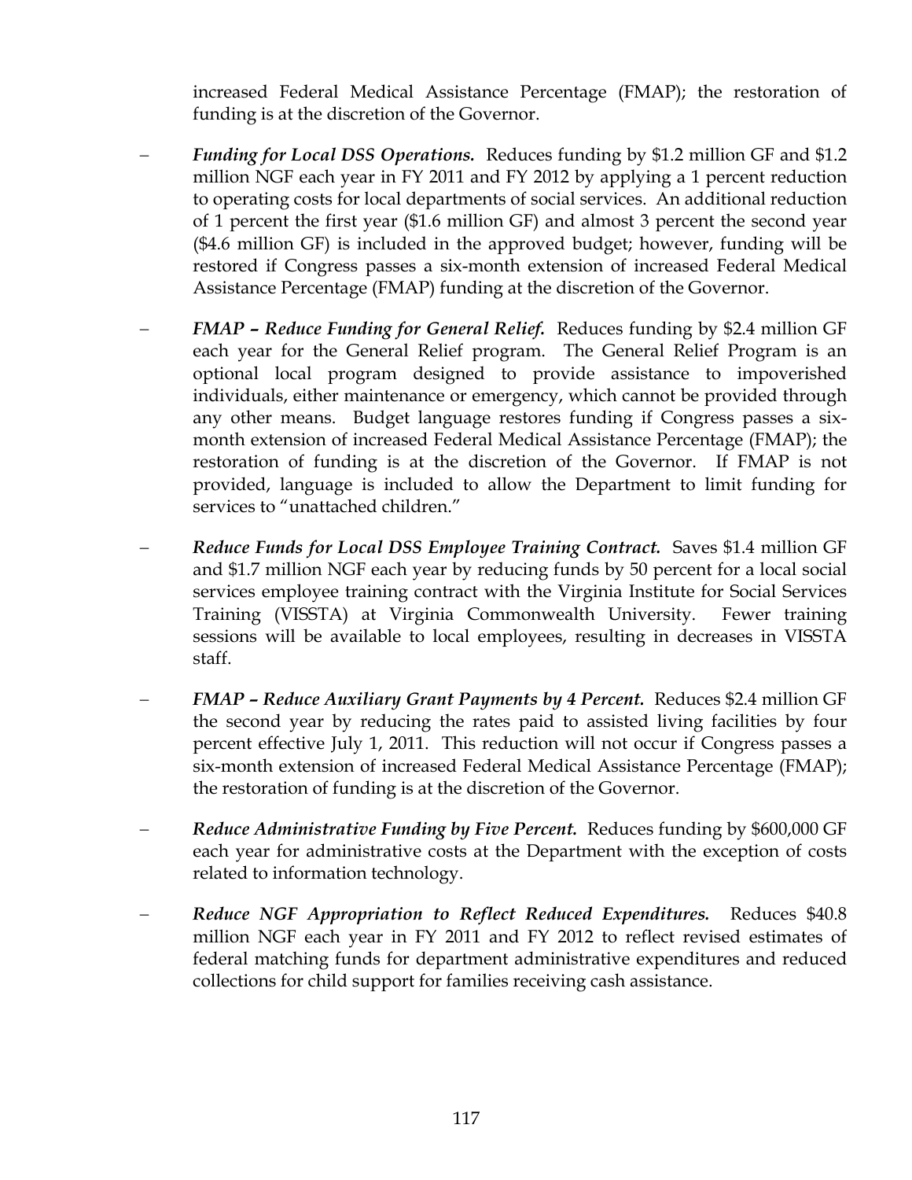increased Federal Medical Assistance Percentage (FMAP); the restoration of funding is at the discretion of the Governor.

- ***Funding for Local DSS Operations.*** Reduces funding by $1.2 million GF and $1.2 million NGF each year in FY 2011 and FY 2012 by applying a 1 percent reduction to operating costs for local departments of social services. An additional reduction of 1 percent the first year ($1.6 million GF) and almost 3 percent the second year ($4.6 million GF) is included in the approved budget; however, funding will be restored if Congress passes a six-month extension of increased Federal Medical Assistance Percentage (FMAP) funding at the discretion of the Governor.

- ***FMAP – Reduce Funding for General Relief.*** Reduces funding by $2.4 million GF each year for the General Relief program. The General Relief Program is an optional local program designed to provide assistance to impoverished individuals, either maintenance or emergency, which cannot be provided through any other means. Budget language restores funding if Congress passes a six-month extension of increased Federal Medical Assistance Percentage (FMAP); the restoration of funding is at the discretion of the Governor. If FMAP is not provided, language is included to allow the Department to limit funding for services to "unattached children."

- ***Reduce Funds for Local DSS Employee Training Contract.*** Saves $1.4 million GF and $1.7 million NGF each year by reducing funds by 50 percent for a local social services employee training contract with the Virginia Institute for Social Services Training (VISSTA) at Virginia Commonwealth University. Fewer training sessions will be available to local employees, resulting in decreases in VISSTA staff.

- ***FMAP – Reduce Auxiliary Grant Payments by 4 Percent.*** Reduces $2.4 million GF the second year by reducing the rates paid to assisted living facilities by four percent effective July 1, 2011. This reduction will not occur if Congress passes a six-month extension of increased Federal Medical Assistance Percentage (FMAP); the restoration of funding is at the discretion of the Governor.

- ***Reduce Administrative Funding by Five Percent.*** Reduces funding by $600,000 GF each year for administrative costs at the Department with the exception of costs related to information technology.

- ***Reduce NGF Appropriation to Reflect Reduced Expenditures.*** Reduces $40.8 million NGF each year in FY 2011 and FY 2012 to reflect revised estimates of federal matching funds for department administrative expenditures and reduced collections for child support for families receiving cash assistance.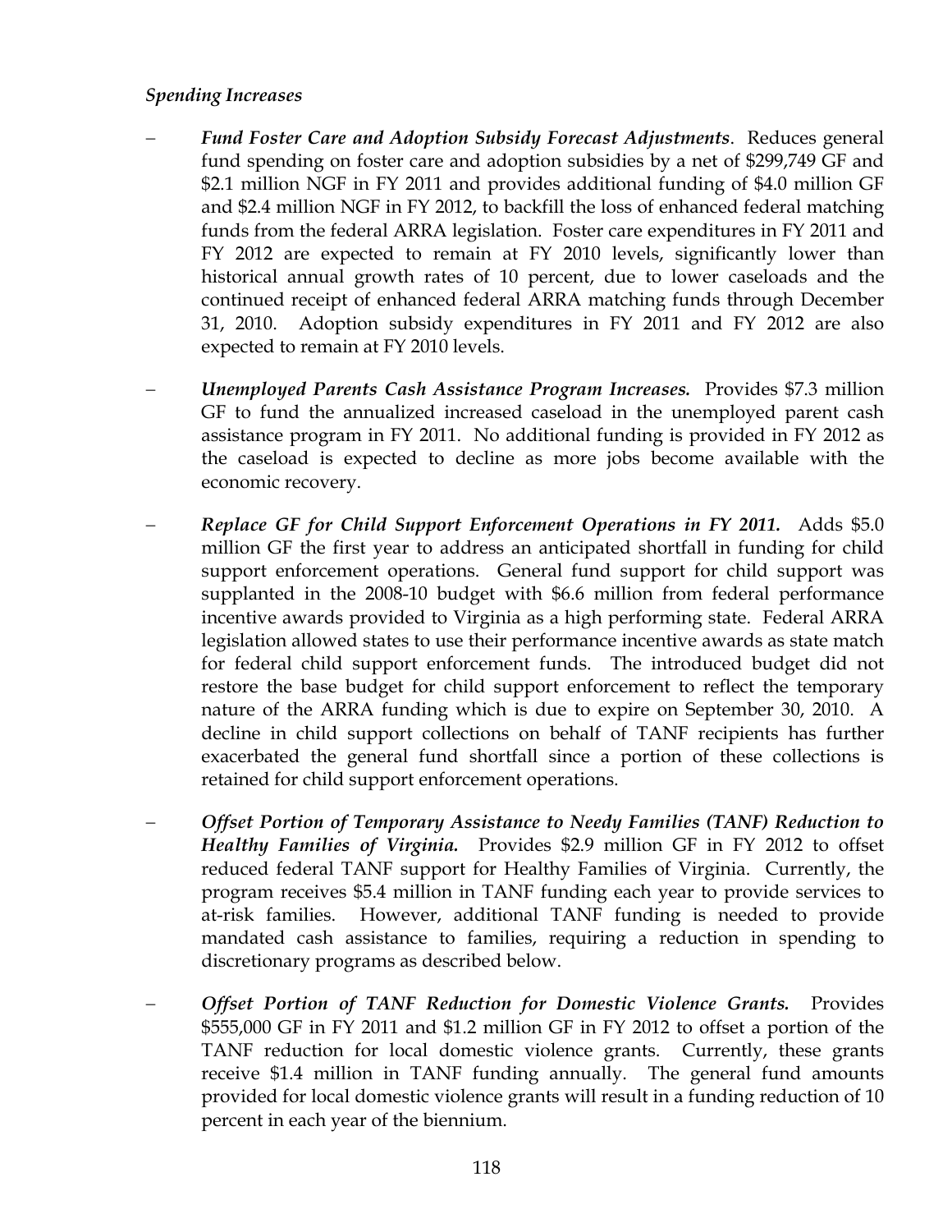*Spending Increases*

- ***Fund Foster Care and Adoption Subsidy Forecast Adjustments***. Reduces general fund spending on foster care and adoption subsidies by a net of $299,749 GF and $2.1 million NGF in FY 2011 and provides additional funding of $4.0 million GF and $2.4 million NGF in FY 2012, to backfill the loss of enhanced federal matching funds from the federal ARRA legislation. Foster care expenditures in FY 2011 and FY 2012 are expected to remain at FY 2010 levels, significantly lower than historical annual growth rates of 10 percent, due to lower caseloads and the continued receipt of enhanced federal ARRA matching funds through December 31, 2010. Adoption subsidy expenditures in FY 2011 and FY 2012 are also expected to remain at FY 2010 levels.

- ***Unemployed Parents Cash Assistance Program Increases.*** Provides $7.3 million GF to fund the annualized increased caseload in the unemployed parent cash assistance program in FY 2011. No additional funding is provided in FY 2012 as the caseload is expected to decline as more jobs become available with the economic recovery.

- ***Replace GF for Child Support Enforcement Operations in FY 2011.*** Adds $5.0 million GF the first year to address an anticipated shortfall in funding for child support enforcement operations. General fund support for child support was supplanted in the 2008-10 budget with $6.6 million from federal performance incentive awards provided to Virginia as a high performing state. Federal ARRA legislation allowed states to use their performance incentive awards as state match for federal child support enforcement funds. The introduced budget did not restore the base budget for child support enforcement to reflect the temporary nature of the ARRA funding which is due to expire on September 30, 2010. A decline in child support collections on behalf of TANF recipients has further exacerbated the general fund shortfall since a portion of these collections is retained for child support enforcement operations.

- ***Offset Portion of Temporary Assistance to Needy Families (TANF) Reduction to Healthy Families of Virginia.*** Provides $2.9 million GF in FY 2012 to offset reduced federal TANF support for Healthy Families of Virginia. Currently, the program receives $5.4 million in TANF funding each year to provide services to at-risk families. However, additional TANF funding is needed to provide mandated cash assistance to families, requiring a reduction in spending to discretionary programs as described below.

- ***Offset Portion of TANF Reduction for Domestic Violence Grants.*** Provides $555,000 GF in FY 2011 and $1.2 million GF in FY 2012 to offset a portion of the TANF reduction for local domestic violence grants. Currently, these grants receive $1.4 million in TANF funding annually. The general fund amounts provided for local domestic violence grants will result in a funding reduction of 10 percent in each year of the biennium.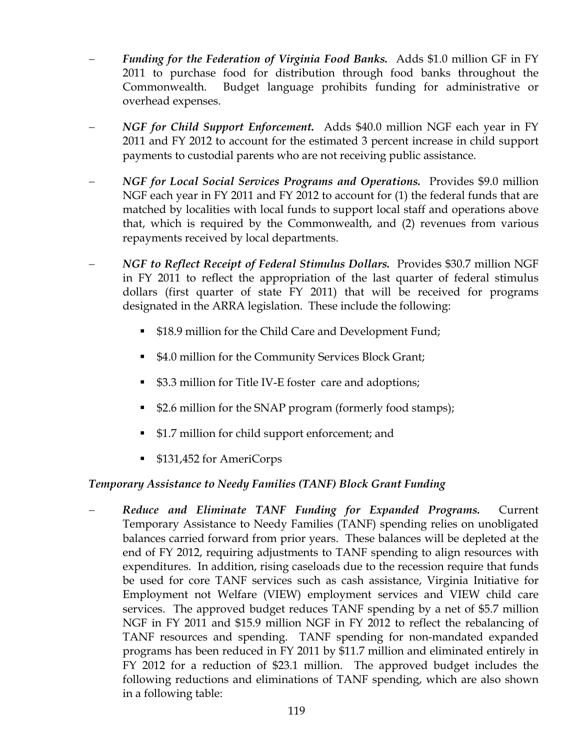- *Funding for the Federation of Virginia Food Banks.* Adds $1.0 million GF in FY 2011 to purchase food for distribution through food banks throughout the Commonwealth. Budget language prohibits funding for administrative or overhead expenses.

- *NGF for Child Support Enforcement.* Adds $40.0 million NGF each year in FY 2011 and FY 2012 to account for the estimated 3 percent increase in child support payments to custodial parents who are not receiving public assistance.

- *NGF for Local Social Services Programs and Operations.* Provides $9.0 million NGF each year in FY 2011 and FY 2012 to account for (1) the federal funds that are matched by localities with local funds to support local staff and operations above that, which is required by the Commonwealth, and (2) revenues from various repayments received by local departments.

- *NGF to Reflect Receipt of Federal Stimulus Dollars.* Provides $30.7 million NGF in FY 2011 to reflect the appropriation of the last quarter of federal stimulus dollars (first quarter of state FY 2011) that will be received for programs designated in the ARRA legislation. These include the following:

  - $18.9 million for the Child Care and Development Fund;
  - $4.0 million for the Community Services Block Grant;
  - $3.3 million for Title IV-E foster care and adoptions;
  - $2.6 million for the SNAP program (formerly food stamps);
  - $1.7 million for child support enforcement; and
  - $131,452 for AmeriCorps

*Temporary Assistance to Needy Families (TANF) Block Grant Funding*

- *Reduce and Eliminate TANF Funding for Expanded Programs.* Current Temporary Assistance to Needy Families (TANF) spending relies on unobligated balances carried forward from prior years. These balances will be depleted at the end of FY 2012, requiring adjustments to TANF spending to align resources with expenditures. In addition, rising caseloads due to the recession require that funds be used for core TANF services such as cash assistance, Virginia Initiative for Employment not Welfare (VIEW) employment services and VIEW child care services. The approved budget reduces TANF spending by a net of $5.7 million NGF in FY 2011 and $15.9 million NGF in FY 2012 to reflect the rebalancing of TANF resources and spending. TANF spending for non-mandated expanded programs has been reduced in FY 2011 by $11.7 million and eliminated entirely in FY 2012 for a reduction of $23.1 million. The approved budget includes the following reductions and eliminations of TANF spending, which are also shown in a following table: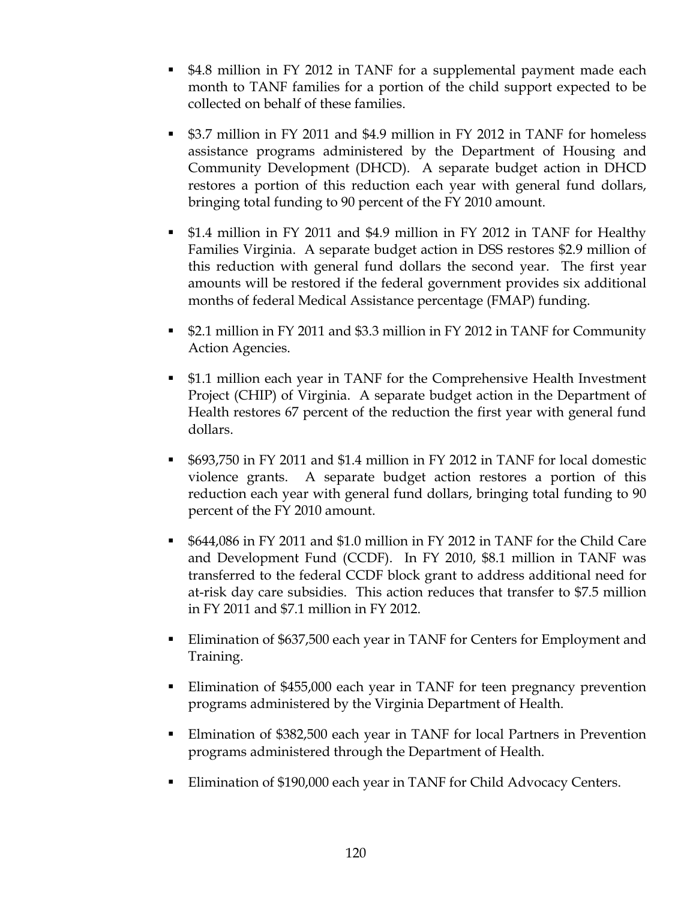- $4.8 million in FY 2012 in TANF for a supplemental payment made each month to TANF families for a portion of the child support expected to be collected on behalf of these families.

- $3.7 million in FY 2011 and $4.9 million in FY 2012 in TANF for homeless assistance programs administered by the Department of Housing and Community Development (DHCD). A separate budget action in DHCD restores a portion of this reduction each year with general fund dollars, bringing total funding to 90 percent of the FY 2010 amount.

- $1.4 million in FY 2011 and $4.9 million in FY 2012 in TANF for Healthy Families Virginia. A separate budget action in DSS restores $2.9 million of this reduction with general fund dollars the second year. The first year amounts will be restored if the federal government provides six additional months of federal Medical Assistance percentage (FMAP) funding.

- $2.1 million in FY 2011 and $3.3 million in FY 2012 in TANF for Community Action Agencies.

- $1.1 million each year in TANF for the Comprehensive Health Investment Project (CHIP) of Virginia. A separate budget action in the Department of Health restores 67 percent of the reduction the first year with general fund dollars.

- $693,750 in FY 2011 and $1.4 million in FY 2012 in TANF for local domestic violence grants. A separate budget action restores a portion of this reduction each year with general fund dollars, bringing total funding to 90 percent of the FY 2010 amount.

- $644,086 in FY 2011 and $1.0 million in FY 2012 in TANF for the Child Care and Development Fund (CCDF). In FY 2010, $8.1 million in TANF was transferred to the federal CCDF block grant to address additional need for at-risk day care subsidies. This action reduces that transfer to $7.5 million in FY 2011 and $7.1 million in FY 2012.

- Elimination of $637,500 each year in TANF for Centers for Employment and Training.

- Elimination of $455,000 each year in TANF for teen pregnancy prevention programs administered by the Virginia Department of Health.

- Elmination of $382,500 each year in TANF for local Partners in Prevention programs administered through the Department of Health.

- Elimination of $190,000 each year in TANF for Child Advocacy Centers.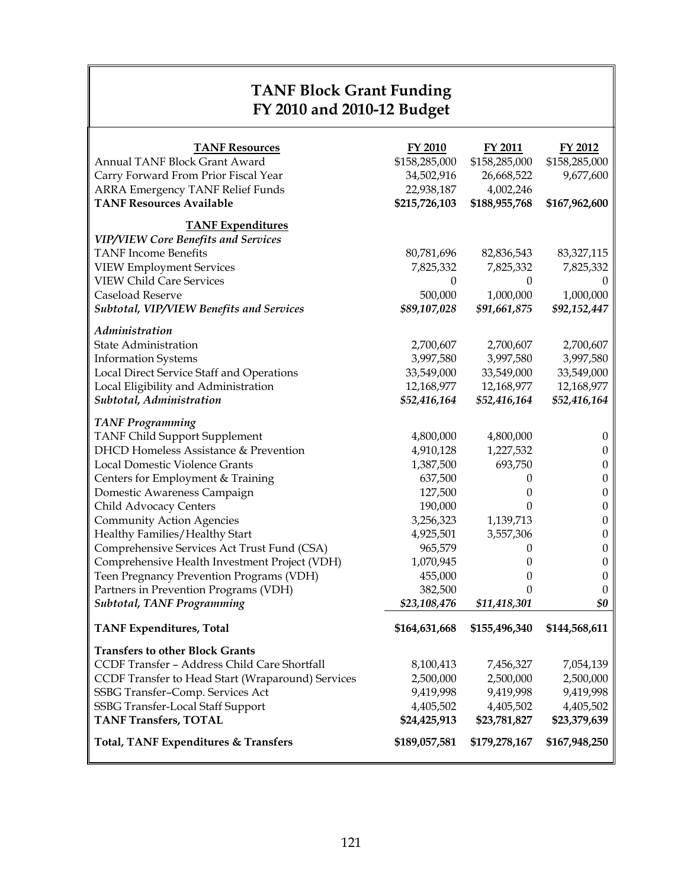# TANF Block Grant Funding
# FY 2010 and 2010-12 Budget

| **TANF Resources** | **FY 2010** | **FY 2011** | **FY 2012** |
|---|---|---|---|
| Annual TANF Block Grant Award | $158,285,000 | $158,285,000 | $158,285,000 |
| Carry Forward From Prior Fiscal Year | 34,502,916 | 26,668,522 | 9,677,600 |
| ARRA Emergency TANF Relief Funds | 22,938,187 | 4,002,246 | |
| **TANF Resources Available** | **$215,726,103** | **$188,955,768** | **$167,962,600** |
| **TANF Expenditures** | | | |
| ***VIP/VIEW Core Benefits and Services*** | | | |
| TANF Income Benefits | 80,781,696 | 82,836,543 | 83,327,115 |
| VIEW Employment Services | 7,825,332 | 7,825,332 | 7,825,332 |
| VIEW Child Care Services | 0 | 0 | 0 |
| Caseload Reserve | 500,000 | 1,000,000 | 1,000,000 |
| ***Subtotal, VIP/VIEW Benefits and Services*** | ***$89,107,028*** | ***$91,661,875*** | ***$92,152,447*** |
| ***Administration*** | | | |
| State Administration | 2,700,607 | 2,700,607 | 2,700,607 |
| Information Systems | 3,997,580 | 3,997,580 | 3,997,580 |
| Local Direct Service Staff and Operations | 33,549,000 | 33,549,000 | 33,549,000 |
| Local Eligibility and Administration | 12,168,977 | 12,168,977 | 12,168,977 |
| ***Subtotal, Administration*** | ***$52,416,164*** | ***$52,416,164*** | ***$52,416,164*** |
| ***TANF Programming*** | | | |
| TANF Child Support Supplement | 4,800,000 | 4,800,000 | 0 |
| DHCD Homeless Assistance & Prevention | 4,910,128 | 1,227,532 | 0 |
| Local Domestic Violence Grants | 1,387,500 | 693,750 | 0 |
| Centers for Employment & Training | 637,500 | 0 | 0 |
| Domestic Awareness Campaign | 127,500 | 0 | 0 |
| Child Advocacy Centers | 190,000 | 0 | 0 |
| Community Action Agencies | 3,256,323 | 1,139,713 | 0 |
| Healthy Families/Healthy Start | 4,925,501 | 3,557,306 | 0 |
| Comprehensive Services Act Trust Fund (CSA) | 965,579 | 0 | 0 |
| Comprehensive Health Investment Project (VDH) | 1,070,945 | 0 | 0 |
| Teen Pregnancy Prevention Programs (VDH) | 455,000 | 0 | 0 |
| Partners in Prevention Programs (VDH) | 382,500 | 0 | 0 |
| ***Subtotal, TANF Programming*** | ***$23,108,476*** | ***$11,418,301*** | ***$0*** |
| **TANF Expenditures, Total** | **$164,631,668** | **$155,496,340** | **$144,568,611** |
| **Transfers to other Block Grants** | | | |
| CCDF Transfer – Address Child Care Shortfall | 8,100,413 | 7,456,327 | 7,054,139 |
| CCDF Transfer to Head Start (Wraparound) Services | 2,500,000 | 2,500,000 | 2,500,000 |
| SSBG Transfer–Comp. Services Act | 9,419,998 | 9,419,998 | 9,419,998 |
| SSBG Transfer-Local Staff Support | 4,405,502 | 4,405,502 | 4,405,502 |
| **TANF Transfers, TOTAL** | **$24,425,913** | **$23,781,827** | **$23,379,639** |
| **Total, TANF Expenditures & Transfers** | **$189,057,581** | **$179,278,167** | **$167,948,250** |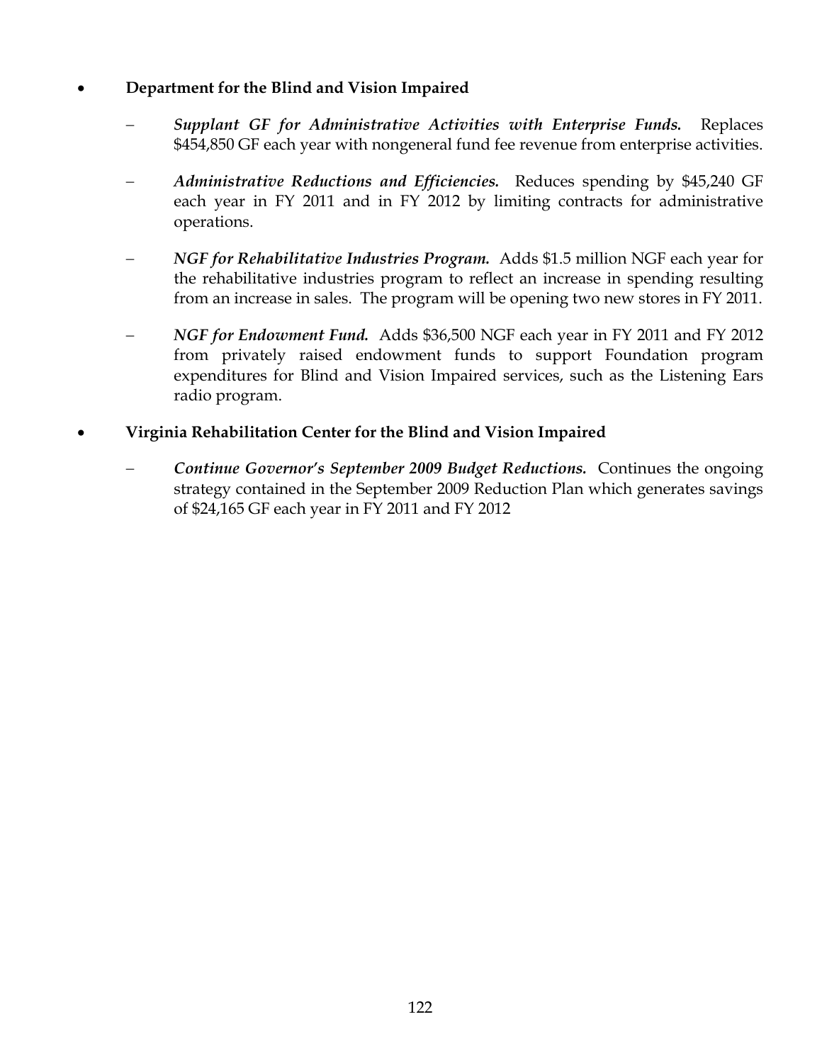- **Department for the Blind and Vision Impaired**

  - ***Supplant GF for Administrative Activities with Enterprise Funds.*** Replaces $454,850 GF each year with nongeneral fund fee revenue from enterprise activities.

  - ***Administrative Reductions and Efficiencies.*** Reduces spending by $45,240 GF each year in FY 2011 and in FY 2012 by limiting contracts for administrative operations.

  - ***NGF for Rehabilitative Industries Program.*** Adds $1.5 million NGF each year for the rehabilitative industries program to reflect an increase in spending resulting from an increase in sales. The program will be opening two new stores in FY 2011.

  - ***NGF for Endowment Fund.*** Adds $36,500 NGF each year in FY 2011 and FY 2012 from privately raised endowment funds to support Foundation program expenditures for Blind and Vision Impaired services, such as the Listening Ears radio program.

- **Virginia Rehabilitation Center for the Blind and Vision Impaired**

  - ***Continue Governor's September 2009 Budget Reductions.*** Continues the ongoing strategy contained in the September 2009 Reduction Plan which generates savings of $24,165 GF each year in FY 2011 and FY 2012